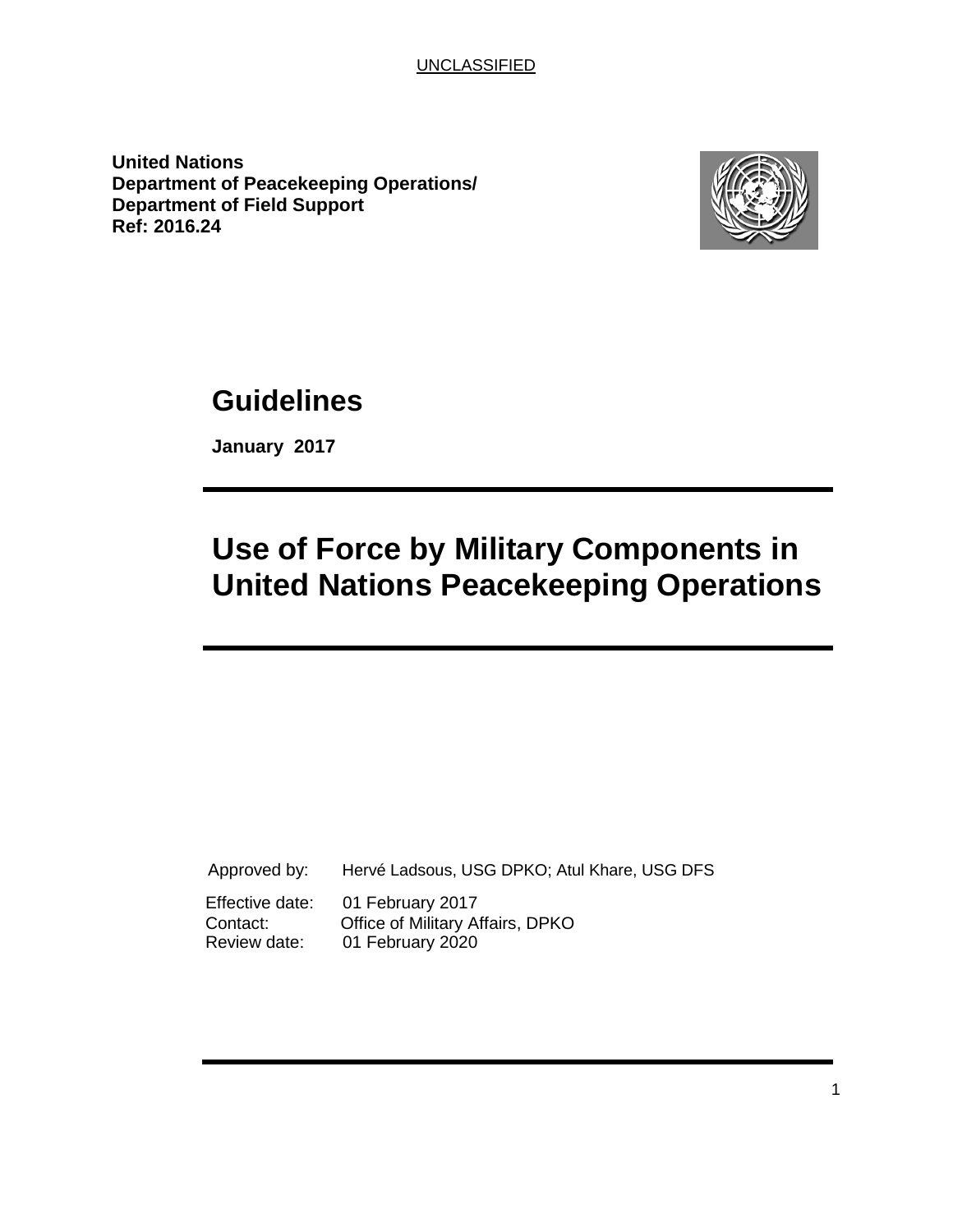UNCLASSIFIED

**United Nations**
**Department of Peacekeeping Operations/**
**Department of Field Support**
**Ref: 2016.24**

# Guidelines

**January 2017**

# Use of Force by Military Components in United Nations Peacekeeping Operations

Approved by: Hervé Ladsous, USG DPKO; Atul Khare, USG DFS

Effective date: 01 February 2017
Contact: Office of Military Affairs, DPKO
Review date: 01 February 2020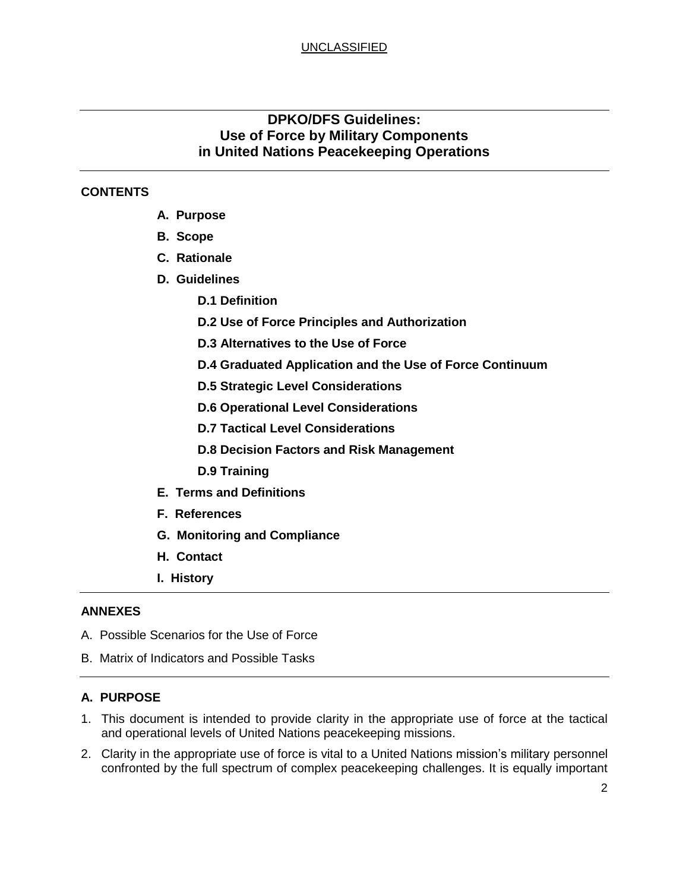UNCLASSIFIED

# DPKO/DFS Guidelines: Use of Force by Military Components in United Nations Peacekeeping Operations

**CONTENTS**

- **A. Purpose**
- **B. Scope**
- **C. Rationale**
- **D. Guidelines**
  - **D.1 Definition**
  - **D.2 Use of Force Principles and Authorization**
  - **D.3 Alternatives to the Use of Force**
  - **D.4 Graduated Application and the Use of Force Continuum**
  - **D.5 Strategic Level Considerations**
  - **D.6 Operational Level Considerations**
  - **D.7 Tactical Level Considerations**
  - **D.8 Decision Factors and Risk Management**
  - **D.9 Training**
- **E. Terms and Definitions**
- **F. References**
- **G. Monitoring and Compliance**
- **H. Contact**
- **I. History**

**ANNEXES**

A. Possible Scenarios for the Use of Force

B. Matrix of Indicators and Possible Tasks

## A. PURPOSE

1. This document is intended to provide clarity in the appropriate use of force at the tactical and operational levels of United Nations peacekeeping missions.
2. Clarity in the appropriate use of force is vital to a United Nations mission's military personnel confronted by the full spectrum of complex peacekeeping challenges. It is equally important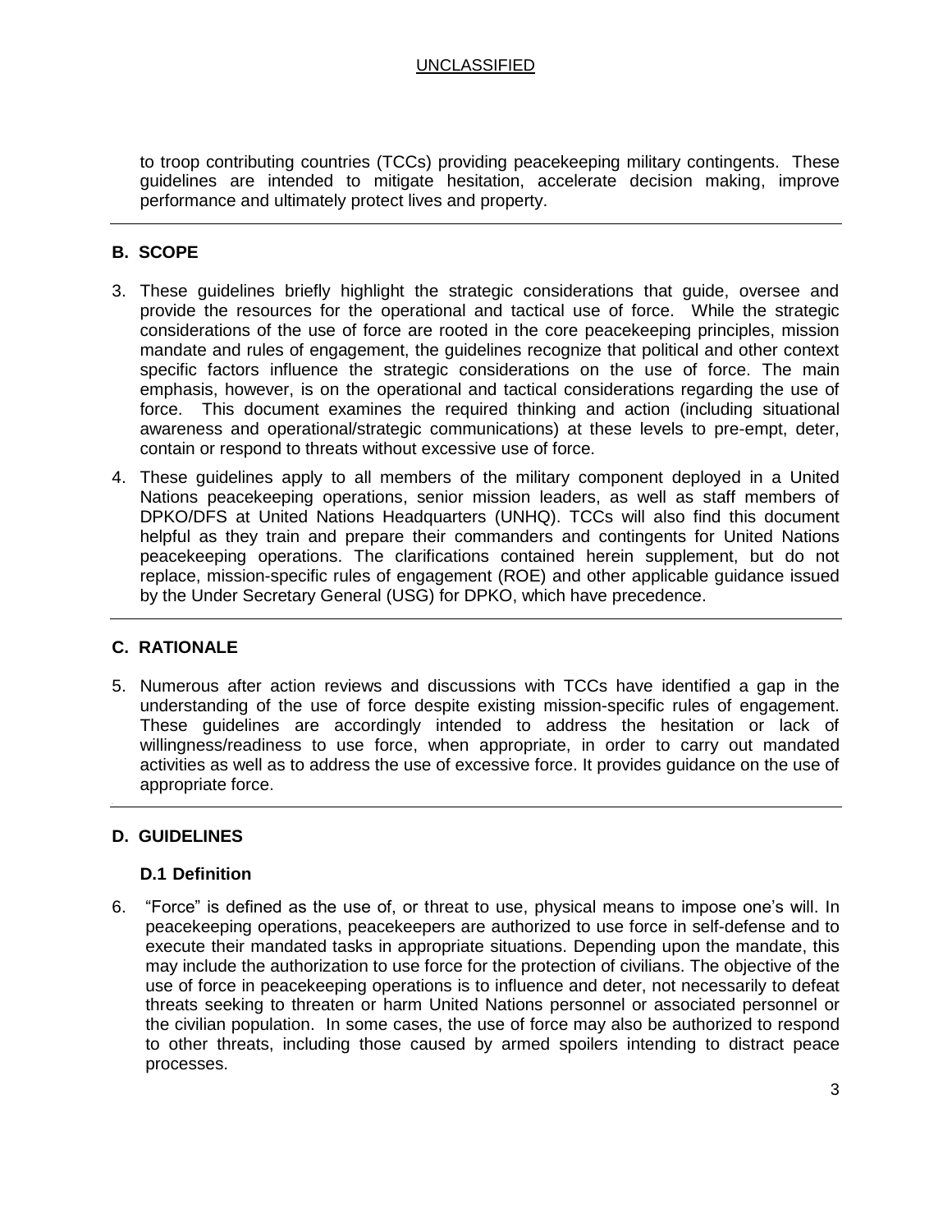to troop contributing countries (TCCs) providing peacekeeping military contingents. These guidelines are intended to mitigate hesitation, accelerate decision making, improve performance and ultimately protect lives and property.

## B. SCOPE

3. These guidelines briefly highlight the strategic considerations that guide, oversee and provide the resources for the operational and tactical use of force. While the strategic considerations of the use of force are rooted in the core peacekeeping principles, mission mandate and rules of engagement, the guidelines recognize that political and other context specific factors influence the strategic considerations on the use of force. The main emphasis, however, is on the operational and tactical considerations regarding the use of force. This document examines the required thinking and action (including situational awareness and operational/strategic communications) at these levels to pre-empt, deter, contain or respond to threats without excessive use of force.
4. These guidelines apply to all members of the military component deployed in a United Nations peacekeeping operations, senior mission leaders, as well as staff members of DPKO/DFS at United Nations Headquarters (UNHQ). TCCs will also find this document helpful as they train and prepare their commanders and contingents for United Nations peacekeeping operations. The clarifications contained herein supplement, but do not replace, mission-specific rules of engagement (ROE) and other applicable guidance issued by the Under Secretary General (USG) for DPKO, which have precedence.

## C. RATIONALE

5. Numerous after action reviews and discussions with TCCs have identified a gap in the understanding of the use of force despite existing mission-specific rules of engagement. These guidelines are accordingly intended to address the hesitation or lack of willingness/readiness to use force, when appropriate, in order to carry out mandated activities as well as to address the use of excessive force. It provides guidance on the use of appropriate force.

## D. GUIDELINES

### D.1 Definition

6. “Force” is defined as the use of, or threat to use, physical means to impose one’s will. In peacekeeping operations, peacekeepers are authorized to use force in self-defense and to execute their mandated tasks in appropriate situations. Depending upon the mandate, this may include the authorization to use force for the protection of civilians. The objective of the use of force in peacekeeping operations is to influence and deter, not necessarily to defeat threats seeking to threaten or harm United Nations personnel or associated personnel or the civilian population. In some cases, the use of force may also be authorized to respond to other threats, including those caused by armed spoilers intending to distract peace processes.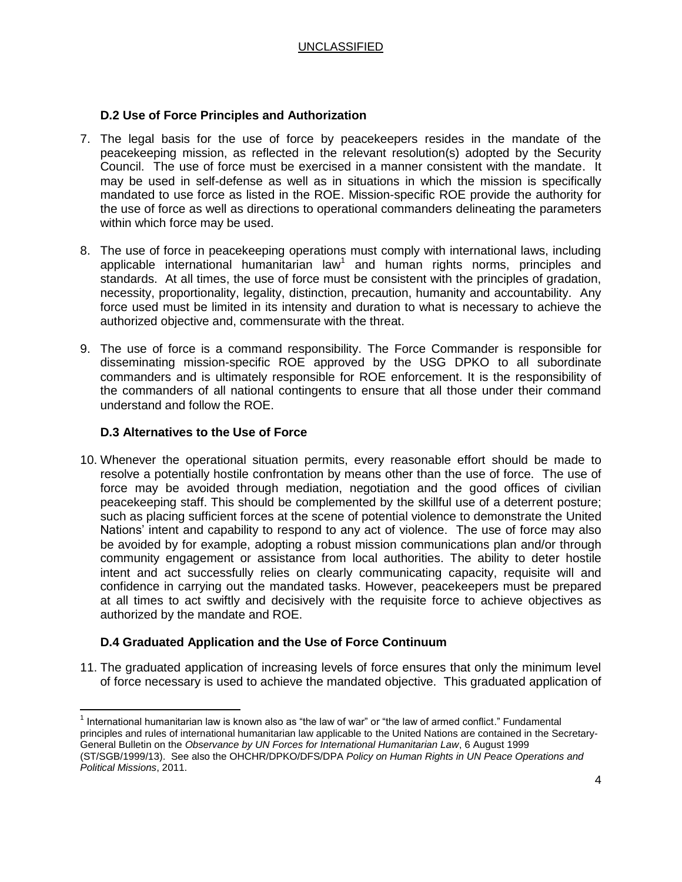### D.2 Use of Force Principles and Authorization

7. The legal basis for the use of force by peacekeepers resides in the mandate of the peacekeeping mission, as reflected in the relevant resolution(s) adopted by the Security Council. The use of force must be exercised in a manner consistent with the mandate. It may be used in self-defense as well as in situations in which the mission is specifically mandated to use force as listed in the ROE. Mission-specific ROE provide the authority for the use of force as well as directions to operational commanders delineating the parameters within which force may be used.

8. The use of force in peacekeeping operations must comply with international laws, including applicable international humanitarian law[1] and human rights norms, principles and standards. At all times, the use of force must be consistent with the principles of gradation, necessity, proportionality, legality, distinction, precaution, humanity and accountability. Any force used must be limited in its intensity and duration to what is necessary to achieve the authorized objective and, commensurate with the threat.

9. The use of force is a command responsibility. The Force Commander is responsible for disseminating mission-specific ROE approved by the USG DPKO to all subordinate commanders and is ultimately responsible for ROE enforcement. It is the responsibility of the commanders of all national contingents to ensure that all those under their command understand and follow the ROE.

### D.3 Alternatives to the Use of Force

10. Whenever the operational situation permits, every reasonable effort should be made to resolve a potentially hostile confrontation by means other than the use of force. The use of force may be avoided through mediation, negotiation and the good offices of civilian peacekeeping staff. This should be complemented by the skillful use of a deterrent posture; such as placing sufficient forces at the scene of potential violence to demonstrate the United Nations' intent and capability to respond to any act of violence. The use of force may also be avoided by for example, adopting a robust mission communications plan and/or through community engagement or assistance from local authorities. The ability to deter hostile intent and act successfully relies on clearly communicating capacity, requisite will and confidence in carrying out the mandated tasks. However, peacekeepers must be prepared at all times to act swiftly and decisively with the requisite force to achieve objectives as authorized by the mandate and ROE.

### D.4 Graduated Application and the Use of Force Continuum

11. The graduated application of increasing levels of force ensures that only the minimum level of force necessary is used to achieve the mandated objective. This graduated application of

---

[1] International humanitarian law is known also as "the law of war" or "the law of armed conflict." Fundamental principles and rules of international humanitarian law applicable to the United Nations are contained in the Secretary-General Bulletin on the *Observance by UN Forces for International Humanitarian Law*, 6 August 1999 (ST/SGB/1999/13). See also the OHCHR/DPKO/DFS/DPA *Policy on Human Rights in UN Peace Operations and Political Missions*, 2011.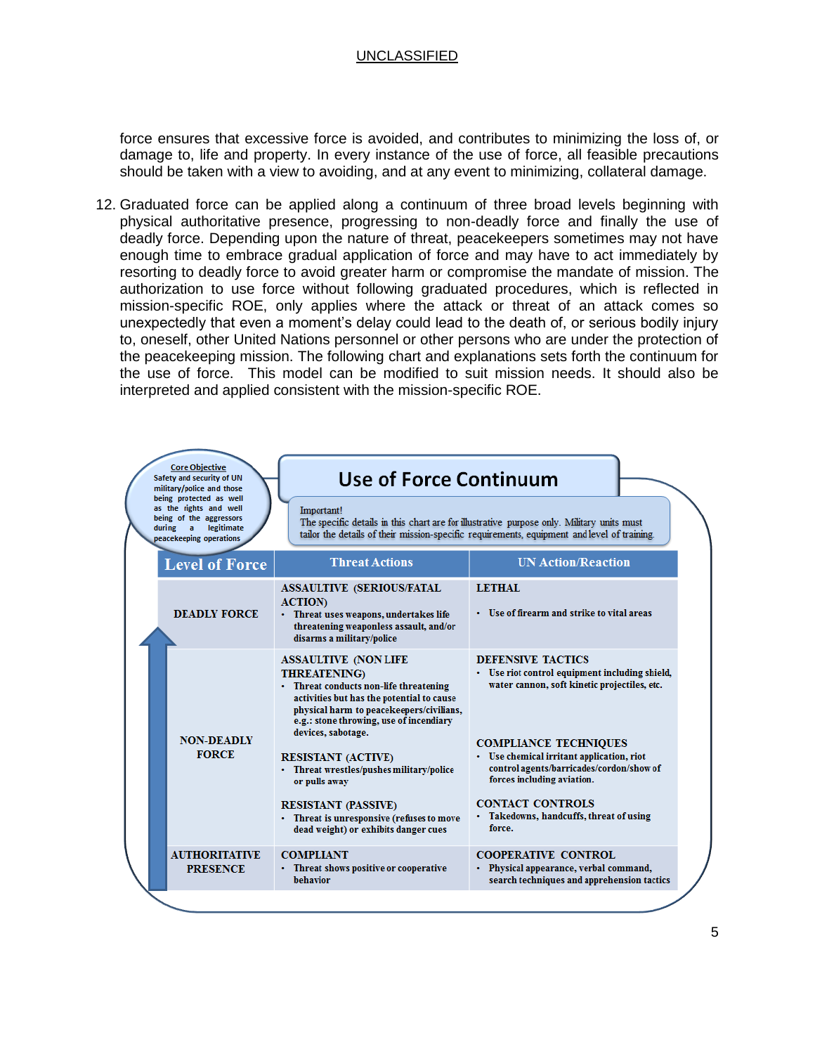force ensures that excessive force is avoided, and contributes to minimizing the loss of, or damage to, life and property. In every instance of the use of force, all feasible precautions should be taken with a view to avoiding, and at any event to minimizing, collateral damage.

12. Graduated force can be applied along a continuum of three broad levels beginning with physical authoritative presence, progressing to non-deadly force and finally the use of deadly force. Depending upon the nature of threat, peacekeepers sometimes may not have enough time to embrace gradual application of force and may have to act immediately by resorting to deadly force to avoid greater harm or compromise the mandate of mission. The authorization to use force without following graduated procedures, which is reflected in mission-specific ROE, only applies where the attack or threat of an attack comes so unexpectedly that even a moment's delay could lead to the death of, or serious bodily injury to, oneself, other United Nations personnel or other persons who are under the protection of the peacekeeping mission. The following chart and explanations sets forth the continuum for the use of force. This model can be modified to suit mission needs. It should also be interpreted and applied consistent with the mission-specific ROE.

**Core Objective**
Safety and security of UN military/police and those being protected as well as the rights and well being of the aggressors during a legitimate peacekeeping operations

## Use of Force Continuum

Important!
The specific details in this chart are for illustrative purpose only. Military units must tailor the details of their mission-specific requirements, equipment and level of training.

| Level of Force | Threat Actions | UN Action/Reaction |
|---|---|---|
| DEADLY FORCE | **ASSAULTIVE (SERIOUS/FATAL ACTION)**<br>• Threat uses weapons, undertakes life threatening weaponless assault, and/or disarms a military/police | **LETHAL**<br>• Use of firearm and strike to vital areas |
| NON-DEADLY FORCE | **ASSAULTIVE (NON LIFE THREATENING)**<br>• Threat conducts non-life threatening activities but has the potential to cause physical harm to peacekeepers/civilians, e.g.: stone throwing, use of incendiary devices, sabotage. | **DEFENSIVE TACTICS**<br>• Use riot control equipment including shield, water cannon, soft kinetic projectiles, etc. |
| | **RESISTANT (ACTIVE)**<br>• Threat wrestles/pushes military/police or pulls away | **COMPLIANCE TECHNIQUES**<br>• Use chemical irritant application, riot control agents/barricades/cordon/show of forces including aviation. |
| | **RESISTANT (PASSIVE)**<br>• Threat is unresponsive (refuses to move dead weight) or exhibits danger cues | **CONTACT CONTROLS**<br>• Takedowns, handcuffs, threat of using force. |
| AUTHORITATIVE PRESENCE | **COMPLIANT**<br>• Threat shows positive or cooperative behavior | **COOPERATIVE CONTROL**<br>• Physical appearance, verbal command, search techniques and apprehension tactics |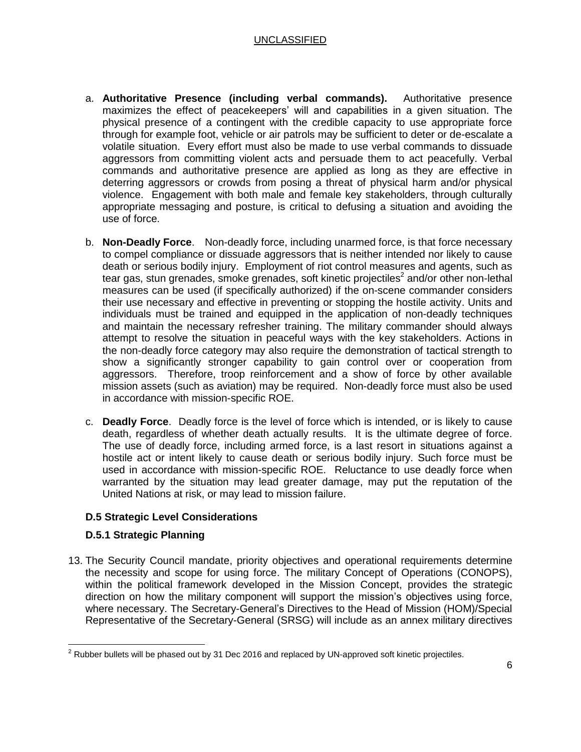a. **Authoritative Presence (including verbal commands).** Authoritative presence maximizes the effect of peacekeepers' will and capabilities in a given situation. The physical presence of a contingent with the credible capacity to use appropriate force through for example foot, vehicle or air patrols may be sufficient to deter or de-escalate a volatile situation. Every effort must also be made to use verbal commands to dissuade aggressors from committing violent acts and persuade them to act peacefully. Verbal commands and authoritative presence are applied as long as they are effective in deterring aggressors or crowds from posing a threat of physical harm and/or physical violence. Engagement with both male and female key stakeholders, through culturally appropriate messaging and posture, is critical to defusing a situation and avoiding the use of force.

b. **Non-Deadly Force**. Non-deadly force, including unarmed force, is that force necessary to compel compliance or dissuade aggressors that is neither intended nor likely to cause death or serious bodily injury. Employment of riot control measures and agents, such as tear gas, stun grenades, smoke grenades, soft kinetic projectiles[2] and/or other non-lethal measures can be used (if specifically authorized) if the on-scene commander considers their use necessary and effective in preventing or stopping the hostile activity. Units and individuals must be trained and equipped in the application of non-deadly techniques and maintain the necessary refresher training. The military commander should always attempt to resolve the situation in peaceful ways with the key stakeholders. Actions in the non-deadly force category may also require the demonstration of tactical strength to show a significantly stronger capability to gain control over or cooperation from aggressors. Therefore, troop reinforcement and a show of force by other available mission assets (such as aviation) may be required. Non-deadly force must also be used in accordance with mission-specific ROE.

c. **Deadly Force**. Deadly force is the level of force which is intended, or is likely to cause death, regardless of whether death actually results. It is the ultimate degree of force. The use of deadly force, including armed force, is a last resort in situations against a hostile act or intent likely to cause death or serious bodily injury. Such force must be used in accordance with mission-specific ROE. Reluctance to use deadly force when warranted by the situation may lead greater damage, may put the reputation of the United Nations at risk, or may lead to mission failure.

### D.5 Strategic Level Considerations

#### D.5.1 Strategic Planning

13. The Security Council mandate, priority objectives and operational requirements determine the necessity and scope for using force. The military Concept of Operations (CONOPS), within the political framework developed in the Mission Concept, provides the strategic direction on how the military component will support the mission's objectives using force, where necessary. The Secretary-General's Directives to the Head of Mission (HOM)/Special Representative of the Secretary-General (SRSG) will include as an annex military directives

[2] Rubber bullets will be phased out by 31 Dec 2016 and replaced by UN-approved soft kinetic projectiles.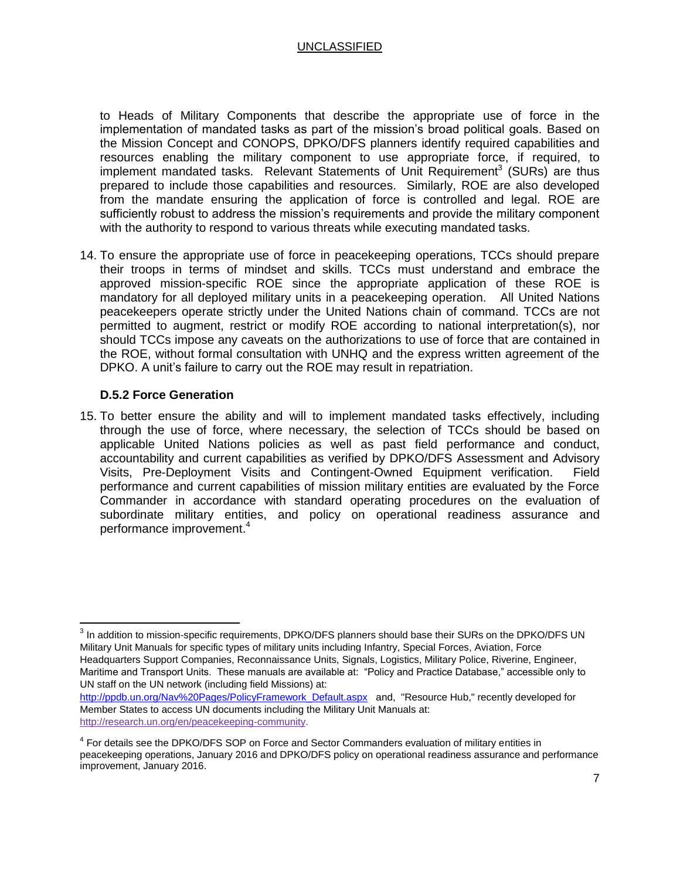to Heads of Military Components that describe the appropriate use of force in the implementation of mandated tasks as part of the mission's broad political goals. Based on the Mission Concept and CONOPS, DPKO/DFS planners identify required capabilities and resources enabling the military component to use appropriate force, if required, to implement mandated tasks. Relevant Statements of Unit Requirement[3] (SURs) are thus prepared to include those capabilities and resources. Similarly, ROE are also developed from the mandate ensuring the application of force is controlled and legal. ROE are sufficiently robust to address the mission's requirements and provide the military component with the authority to respond to various threats while executing mandated tasks.

14. To ensure the appropriate use of force in peacekeeping operations, TCCs should prepare their troops in terms of mindset and skills. TCCs must understand and embrace the approved mission-specific ROE since the appropriate application of these ROE is mandatory for all deployed military units in a peacekeeping operation. All United Nations peacekeepers operate strictly under the United Nations chain of command. TCCs are not permitted to augment, restrict or modify ROE according to national interpretation(s), nor should TCCs impose any caveats on the authorizations to use of force that are contained in the ROE, without formal consultation with UNHQ and the express written agreement of the DPKO. A unit's failure to carry out the ROE may result in repatriation.

### D.5.2 Force Generation

15. To better ensure the ability and will to implement mandated tasks effectively, including through the use of force, where necessary, the selection of TCCs should be based on applicable United Nations policies as well as past field performance and conduct, accountability and current capabilities as verified by DPKO/DFS Assessment and Advisory Visits, Pre-Deployment Visits and Contingent-Owned Equipment verification. Field performance and current capabilities of mission military entities are evaluated by the Force Commander in accordance with standard operating procedures on the evaluation of subordinate military entities, and policy on operational readiness assurance and performance improvement.[4]

---

[3] In addition to mission-specific requirements, DPKO/DFS planners should base their SURs on the DPKO/DFS UN Military Unit Manuals for specific types of military units including Infantry, Special Forces, Aviation, Force Headquarters Support Companies, Reconnaissance Units, Signals, Logistics, Military Police, Riverine, Engineer, Maritime and Transport Units. These manuals are available at: "Policy and Practice Database," accessible only to UN staff on the UN network (including field Missions) at: http://ppdb.un.org/Nav%20Pages/PolicyFramework_Default.aspx and, "Resource Hub," recently developed for Member States to access UN documents including the Military Unit Manuals at: http://research.un.org/en/peacekeeping-community.

[4] For details see the DPKO/DFS SOP on Force and Sector Commanders evaluation of military entities in peacekeeping operations, January 2016 and DPKO/DFS policy on operational readiness assurance and performance improvement, January 2016.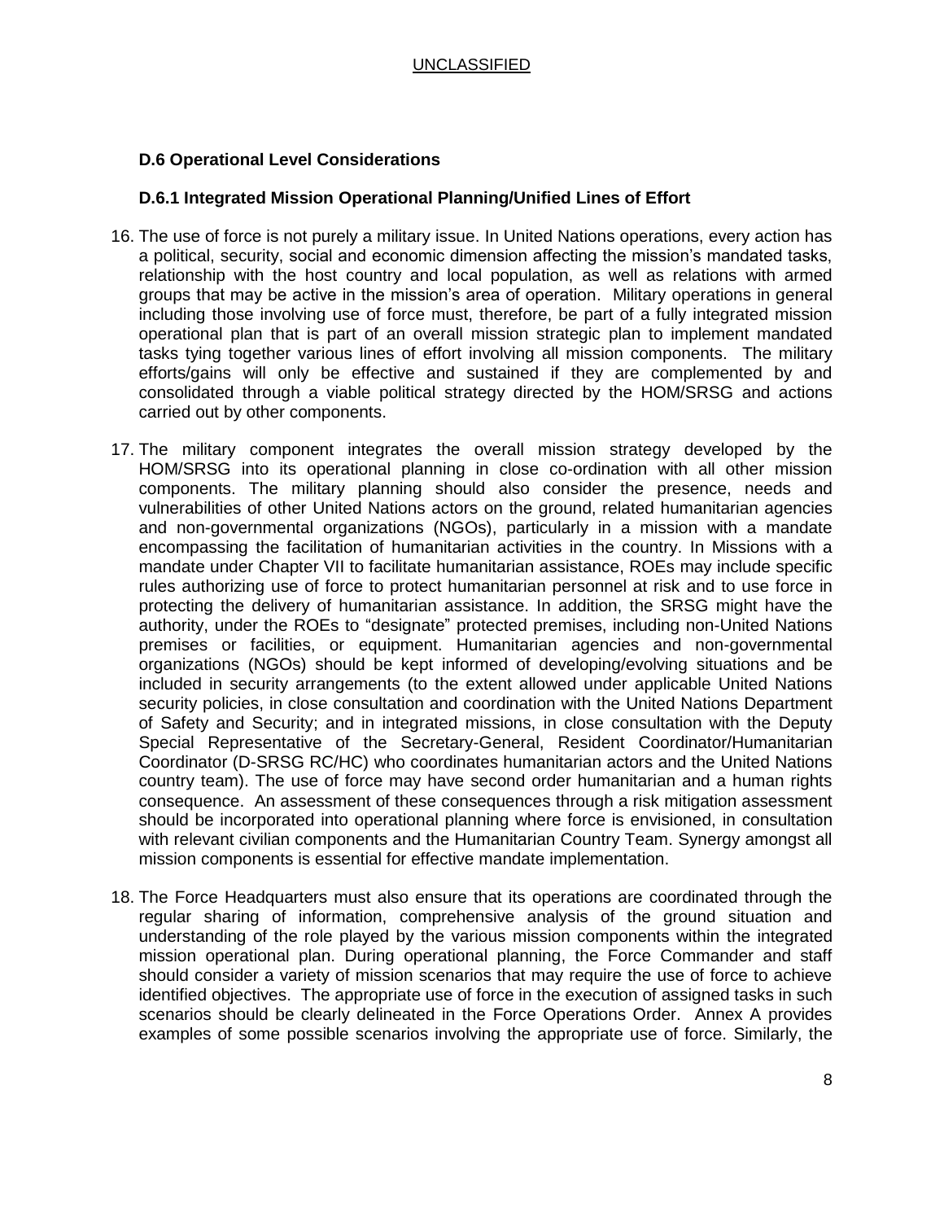### D.6 Operational Level Considerations

#### D.6.1 Integrated Mission Operational Planning/Unified Lines of Effort

16. The use of force is not purely a military issue. In United Nations operations, every action has a political, security, social and economic dimension affecting the mission's mandated tasks, relationship with the host country and local population, as well as relations with armed groups that may be active in the mission's area of operation. Military operations in general including those involving use of force must, therefore, be part of a fully integrated mission operational plan that is part of an overall mission strategic plan to implement mandated tasks tying together various lines of effort involving all mission components. The military efforts/gains will only be effective and sustained if they are complemented by and consolidated through a viable political strategy directed by the HOM/SRSG and actions carried out by other components.

17. The military component integrates the overall mission strategy developed by the HOM/SRSG into its operational planning in close co-ordination with all other mission components. The military planning should also consider the presence, needs and vulnerabilities of other United Nations actors on the ground, related humanitarian agencies and non-governmental organizations (NGOs), particularly in a mission with a mandate encompassing the facilitation of humanitarian activities in the country. In Missions with a mandate under Chapter VII to facilitate humanitarian assistance, ROEs may include specific rules authorizing use of force to protect humanitarian personnel at risk and to use force in protecting the delivery of humanitarian assistance. In addition, the SRSG might have the authority, under the ROEs to "designate" protected premises, including non-United Nations premises or facilities, or equipment. Humanitarian agencies and non-governmental organizations (NGOs) should be kept informed of developing/evolving situations and be included in security arrangements (to the extent allowed under applicable United Nations security policies, in close consultation and coordination with the United Nations Department of Safety and Security; and in integrated missions, in close consultation with the Deputy Special Representative of the Secretary-General, Resident Coordinator/Humanitarian Coordinator (D-SRSG RC/HC) who coordinates humanitarian actors and the United Nations country team). The use of force may have second order humanitarian and a human rights consequence. An assessment of these consequences through a risk mitigation assessment should be incorporated into operational planning where force is envisioned, in consultation with relevant civilian components and the Humanitarian Country Team. Synergy amongst all mission components is essential for effective mandate implementation.

18. The Force Headquarters must also ensure that its operations are coordinated through the regular sharing of information, comprehensive analysis of the ground situation and understanding of the role played by the various mission components within the integrated mission operational plan. During operational planning, the Force Commander and staff should consider a variety of mission scenarios that may require the use of force to achieve identified objectives. The appropriate use of force in the execution of assigned tasks in such scenarios should be clearly delineated in the Force Operations Order. Annex A provides examples of some possible scenarios involving the appropriate use of force. Similarly, the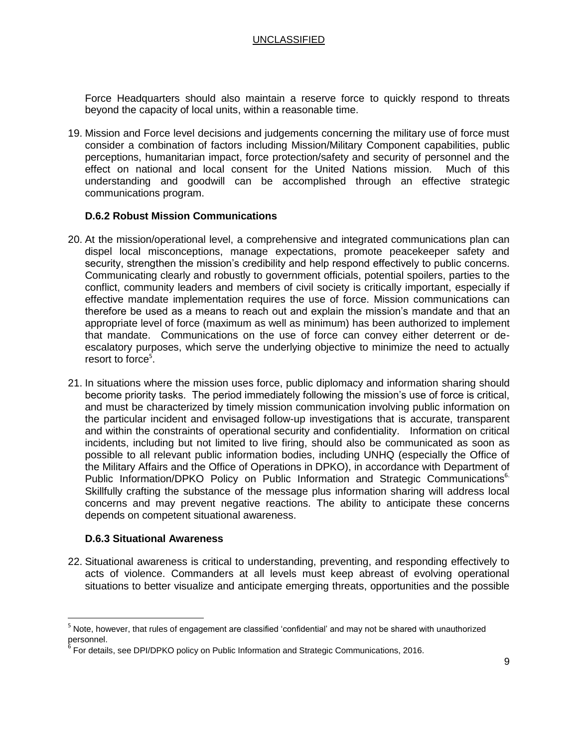Force Headquarters should also maintain a reserve force to quickly respond to threats beyond the capacity of local units, within a reasonable time.

19. Mission and Force level decisions and judgements concerning the military use of force must consider a combination of factors including Mission/Military Component capabilities, public perceptions, humanitarian impact, force protection/safety and security of personnel and the effect on national and local consent for the United Nations mission. Much of this understanding and goodwill can be accomplished through an effective strategic communications program.

### D.6.2 Robust Mission Communications

20. At the mission/operational level, a comprehensive and integrated communications plan can dispel local misconceptions, manage expectations, promote peacekeeper safety and security, strengthen the mission's credibility and help respond effectively to public concerns. Communicating clearly and robustly to government officials, potential spoilers, parties to the conflict, community leaders and members of civil society is critically important, especially if effective mandate implementation requires the use of force. Mission communications can therefore be used as a means to reach out and explain the mission's mandate and that an appropriate level of force (maximum as well as minimum) has been authorized to implement that mandate. Communications on the use of force can convey either deterrent or de-escalatory purposes, which serve the underlying objective to minimize the need to actually resort to force[5].

21. In situations where the mission uses force, public diplomacy and information sharing should become priority tasks. The period immediately following the mission's use of force is critical, and must be characterized by timely mission communication involving public information on the particular incident and envisaged follow-up investigations that is accurate, transparent and within the constraints of operational security and confidentiality. Information on critical incidents, including but not limited to live firing, should also be communicated as soon as possible to all relevant public information bodies, including UNHQ (especially the Office of the Military Affairs and the Office of Operations in DPKO), in accordance with Department of Public Information/DPKO Policy on Public Information and Strategic Communications[6]. Skillfully crafting the substance of the message plus information sharing will address local concerns and may prevent negative reactions. The ability to anticipate these concerns depends on competent situational awareness.

### D.6.3 Situational Awareness

22. Situational awareness is critical to understanding, preventing, and responding effectively to acts of violence. Commanders at all levels must keep abreast of evolving operational situations to better visualize and anticipate emerging threats, opportunities and the possible

---

[5] Note, however, that rules of engagement are classified 'confidential' and may not be shared with unauthorized personnel.

[6] For details, see DPI/DPKO policy on Public Information and Strategic Communications, 2016.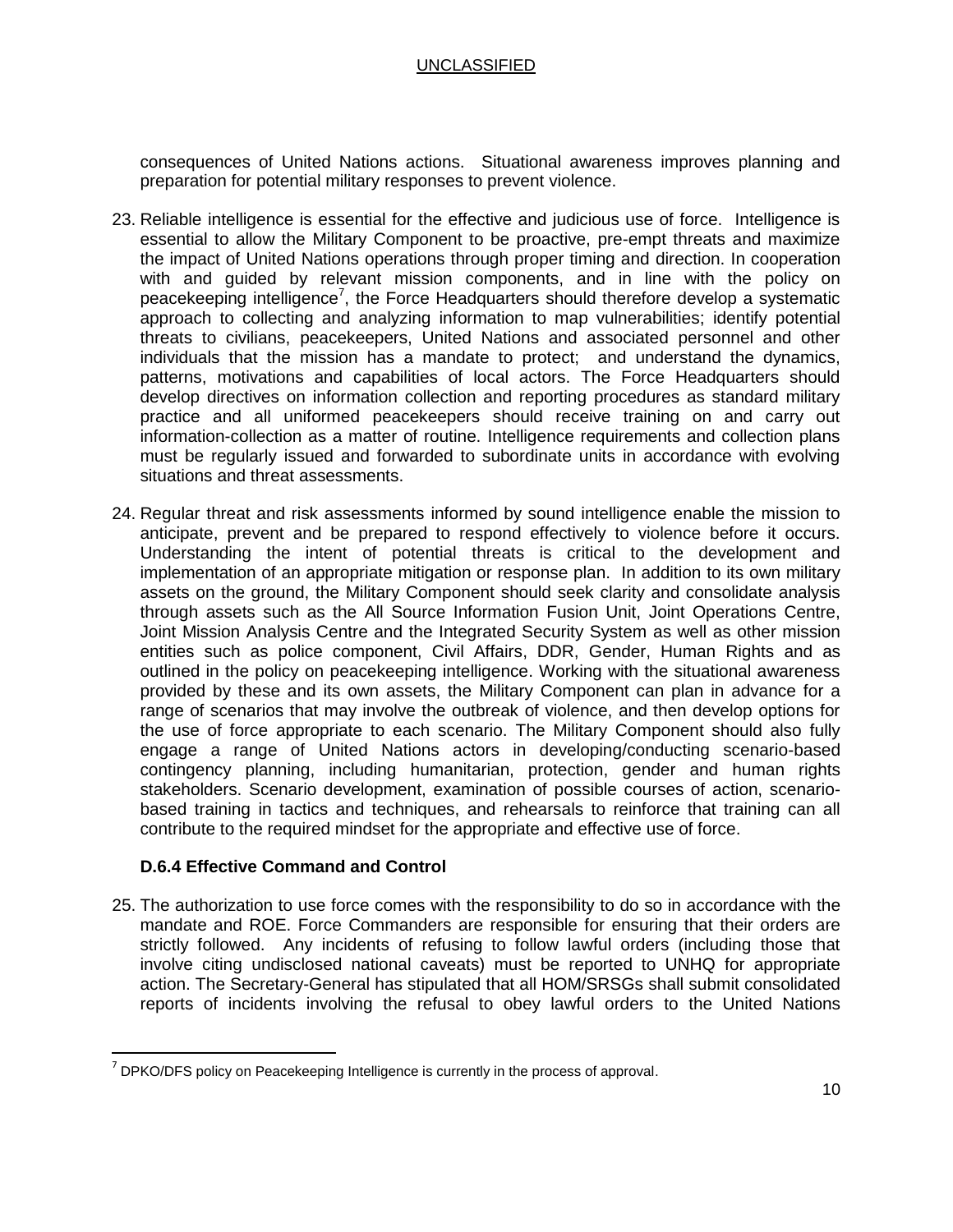consequences of United Nations actions. Situational awareness improves planning and preparation for potential military responses to prevent violence.

23. Reliable intelligence is essential for the effective and judicious use of force. Intelligence is essential to allow the Military Component to be proactive, pre-empt threats and maximize the impact of United Nations operations through proper timing and direction. In cooperation with and guided by relevant mission components, and in line with the policy on peacekeeping intelligence[7], the Force Headquarters should therefore develop a systematic approach to collecting and analyzing information to map vulnerabilities; identify potential threats to civilians, peacekeepers, United Nations and associated personnel and other individuals that the mission has a mandate to protect; and understand the dynamics, patterns, motivations and capabilities of local actors. The Force Headquarters should develop directives on information collection and reporting procedures as standard military practice and all uniformed peacekeepers should receive training on and carry out information-collection as a matter of routine. Intelligence requirements and collection plans must be regularly issued and forwarded to subordinate units in accordance with evolving situations and threat assessments.

24. Regular threat and risk assessments informed by sound intelligence enable the mission to anticipate, prevent and be prepared to respond effectively to violence before it occurs. Understanding the intent of potential threats is critical to the development and implementation of an appropriate mitigation or response plan. In addition to its own military assets on the ground, the Military Component should seek clarity and consolidate analysis through assets such as the All Source Information Fusion Unit, Joint Operations Centre, Joint Mission Analysis Centre and the Integrated Security System as well as other mission entities such as police component, Civil Affairs, DDR, Gender, Human Rights and as outlined in the policy on peacekeeping intelligence. Working with the situational awareness provided by these and its own assets, the Military Component can plan in advance for a range of scenarios that may involve the outbreak of violence, and then develop options for the use of force appropriate to each scenario. The Military Component should also fully engage a range of United Nations actors in developing/conducting scenario-based contingency planning, including humanitarian, protection, gender and human rights stakeholders. Scenario development, examination of possible courses of action, scenario-based training in tactics and techniques, and rehearsals to reinforce that training can all contribute to the required mindset for the appropriate and effective use of force.

### D.6.4 Effective Command and Control

25. The authorization to use force comes with the responsibility to do so in accordance with the mandate and ROE. Force Commanders are responsible for ensuring that their orders are strictly followed. Any incidents of refusing to follow lawful orders (including those that involve citing undisclosed national caveats) must be reported to UNHQ for appropriate action. The Secretary-General has stipulated that all HOM/SRSGs shall submit consolidated reports of incidents involving the refusal to obey lawful orders to the United Nations

---

[7] DPKO/DFS policy on Peacekeeping Intelligence is currently in the process of approval.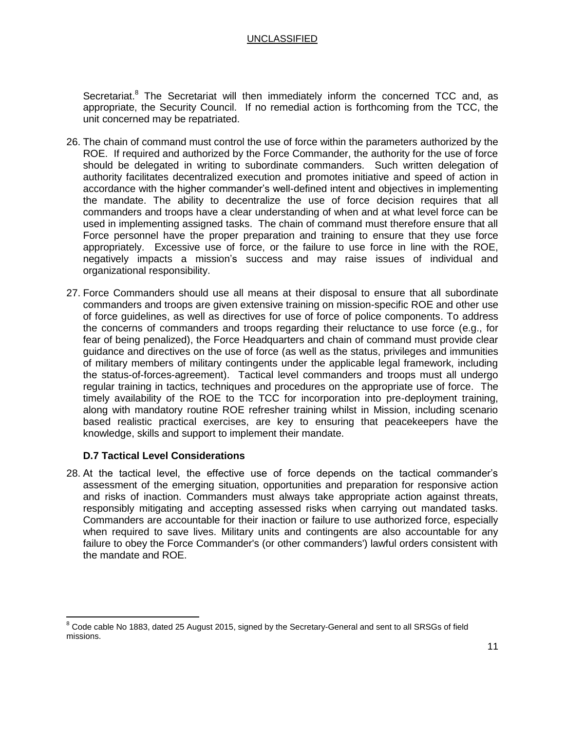Secretariat.[8] The Secretariat will then immediately inform the concerned TCC and, as appropriate, the Security Council. If no remedial action is forthcoming from the TCC, the unit concerned may be repatriated.

26. The chain of command must control the use of force within the parameters authorized by the ROE. If required and authorized by the Force Commander, the authority for the use of force should be delegated in writing to subordinate commanders. Such written delegation of authority facilitates decentralized execution and promotes initiative and speed of action in accordance with the higher commander's well-defined intent and objectives in implementing the mandate. The ability to decentralize the use of force decision requires that all commanders and troops have a clear understanding of when and at what level force can be used in implementing assigned tasks. The chain of command must therefore ensure that all Force personnel have the proper preparation and training to ensure that they use force appropriately. Excessive use of force, or the failure to use force in line with the ROE, negatively impacts a mission's success and may raise issues of individual and organizational responsibility.

27. Force Commanders should use all means at their disposal to ensure that all subordinate commanders and troops are given extensive training on mission-specific ROE and other use of force guidelines, as well as directives for use of force of police components. To address the concerns of commanders and troops regarding their reluctance to use force (e.g., for fear of being penalized), the Force Headquarters and chain of command must provide clear guidance and directives on the use of force (as well as the status, privileges and immunities of military members of military contingents under the applicable legal framework, including the status-of-forces-agreement). Tactical level commanders and troops must all undergo regular training in tactics, techniques and procedures on the appropriate use of force. The timely availability of the ROE to the TCC for incorporation into pre-deployment training, along with mandatory routine ROE refresher training whilst in Mission, including scenario based realistic practical exercises, are key to ensuring that peacekeepers have the knowledge, skills and support to implement their mandate.

### D.7 Tactical Level Considerations

28. At the tactical level, the effective use of force depends on the tactical commander's assessment of the emerging situation, opportunities and preparation for responsive action and risks of inaction. Commanders must always take appropriate action against threats, responsibly mitigating and accepting assessed risks when carrying out mandated tasks. Commanders are accountable for their inaction or failure to use authorized force, especially when required to save lives. Military units and contingents are also accountable for any failure to obey the Force Commander's (or other commanders') lawful orders consistent with the mandate and ROE.

[8] Code cable No 1883, dated 25 August 2015, signed by the Secretary-General and sent to all SRSGs of field missions.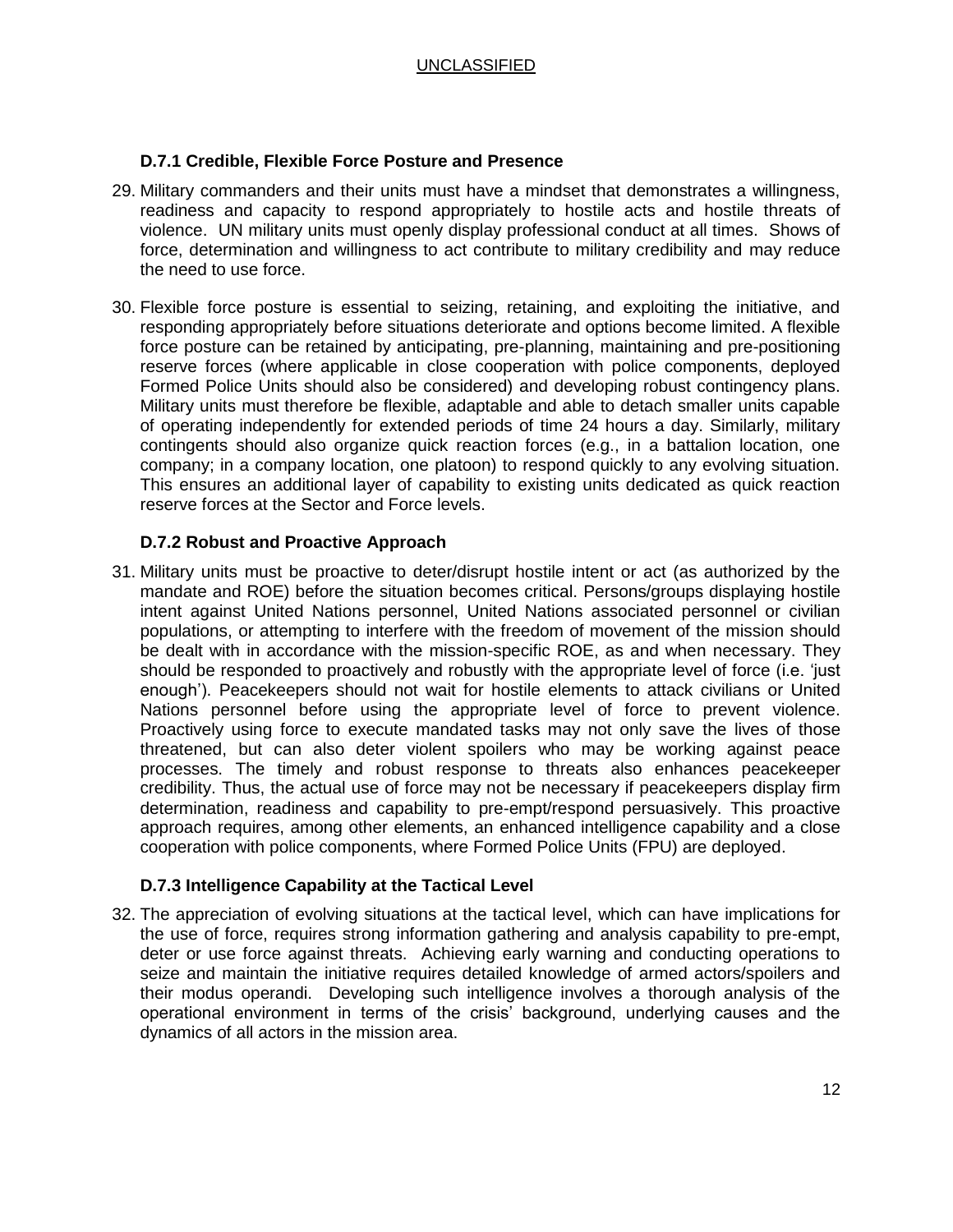### D.7.1 Credible, Flexible Force Posture and Presence

29. Military commanders and their units must have a mindset that demonstrates a willingness, readiness and capacity to respond appropriately to hostile acts and hostile threats of violence. UN military units must openly display professional conduct at all times. Shows of force, determination and willingness to act contribute to military credibility and may reduce the need to use force.

30. Flexible force posture is essential to seizing, retaining, and exploiting the initiative, and responding appropriately before situations deteriorate and options become limited. A flexible force posture can be retained by anticipating, pre-planning, maintaining and pre-positioning reserve forces (where applicable in close cooperation with police components, deployed Formed Police Units should also be considered) and developing robust contingency plans. Military units must therefore be flexible, adaptable and able to detach smaller units capable of operating independently for extended periods of time 24 hours a day. Similarly, military contingents should also organize quick reaction forces (e.g., in a battalion location, one company; in a company location, one platoon) to respond quickly to any evolving situation. This ensures an additional layer of capability to existing units dedicated as quick reaction reserve forces at the Sector and Force levels.

### D.7.2 Robust and Proactive Approach

31. Military units must be proactive to deter/disrupt hostile intent or act (as authorized by the mandate and ROE) before the situation becomes critical. Persons/groups displaying hostile intent against United Nations personnel, United Nations associated personnel or civilian populations, or attempting to interfere with the freedom of movement of the mission should be dealt with in accordance with the mission-specific ROE, as and when necessary. They should be responded to proactively and robustly with the appropriate level of force (i.e. 'just enough'). Peacekeepers should not wait for hostile elements to attack civilians or United Nations personnel before using the appropriate level of force to prevent violence. Proactively using force to execute mandated tasks may not only save the lives of those threatened, but can also deter violent spoilers who may be working against peace processes. The timely and robust response to threats also enhances peacekeeper credibility. Thus, the actual use of force may not be necessary if peacekeepers display firm determination, readiness and capability to pre-empt/respond persuasively. This proactive approach requires, among other elements, an enhanced intelligence capability and a close cooperation with police components, where Formed Police Units (FPU) are deployed.

### D.7.3 Intelligence Capability at the Tactical Level

32. The appreciation of evolving situations at the tactical level, which can have implications for the use of force, requires strong information gathering and analysis capability to pre-empt, deter or use force against threats. Achieving early warning and conducting operations to seize and maintain the initiative requires detailed knowledge of armed actors/spoilers and their modus operandi. Developing such intelligence involves a thorough analysis of the operational environment in terms of the crisis' background, underlying causes and the dynamics of all actors in the mission area.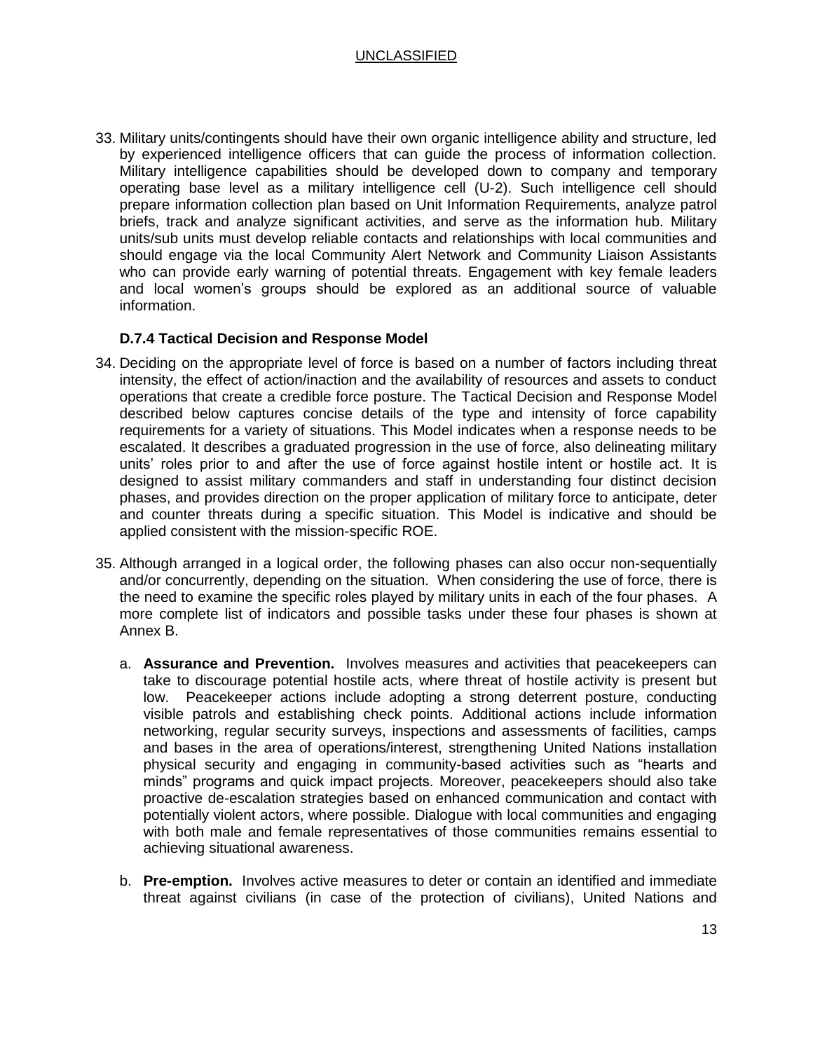33. Military units/contingents should have their own organic intelligence ability and structure, led by experienced intelligence officers that can guide the process of information collection. Military intelligence capabilities should be developed down to company and temporary operating base level as a military intelligence cell (U-2). Such intelligence cell should prepare information collection plan based on Unit Information Requirements, analyze patrol briefs, track and analyze significant activities, and serve as the information hub. Military units/sub units must develop reliable contacts and relationships with local communities and should engage via the local Community Alert Network and Community Liaison Assistants who can provide early warning of potential threats. Engagement with key female leaders and local women's groups should be explored as an additional source of valuable information.

### D.7.4 Tactical Decision and Response Model

34. Deciding on the appropriate level of force is based on a number of factors including threat intensity, the effect of action/inaction and the availability of resources and assets to conduct operations that create a credible force posture. The Tactical Decision and Response Model described below captures concise details of the type and intensity of force capability requirements for a variety of situations. This Model indicates when a response needs to be escalated. It describes a graduated progression in the use of force, also delineating military units' roles prior to and after the use of force against hostile intent or hostile act. It is designed to assist military commanders and staff in understanding four distinct decision phases, and provides direction on the proper application of military force to anticipate, deter and counter threats during a specific situation. This Model is indicative and should be applied consistent with the mission-specific ROE.

35. Although arranged in a logical order, the following phases can also occur non-sequentially and/or concurrently, depending on the situation. When considering the use of force, there is the need to examine the specific roles played by military units in each of the four phases. A more complete list of indicators and possible tasks under these four phases is shown at Annex B.

    a. **Assurance and Prevention.** Involves measures and activities that peacekeepers can take to discourage potential hostile acts, where threat of hostile activity is present but low. Peacekeeper actions include adopting a strong deterrent posture, conducting visible patrols and establishing check points. Additional actions include information networking, regular security surveys, inspections and assessments of facilities, camps and bases in the area of operations/interest, strengthening United Nations installation physical security and engaging in community-based activities such as "hearts and minds" programs and quick impact projects. Moreover, peacekeepers should also take proactive de-escalation strategies based on enhanced communication and contact with potentially violent actors, where possible. Dialogue with local communities and engaging with both male and female representatives of those communities remains essential to achieving situational awareness.

    b. **Pre-emption.** Involves active measures to deter or contain an identified and immediate threat against civilians (in case of the protection of civilians), United Nations and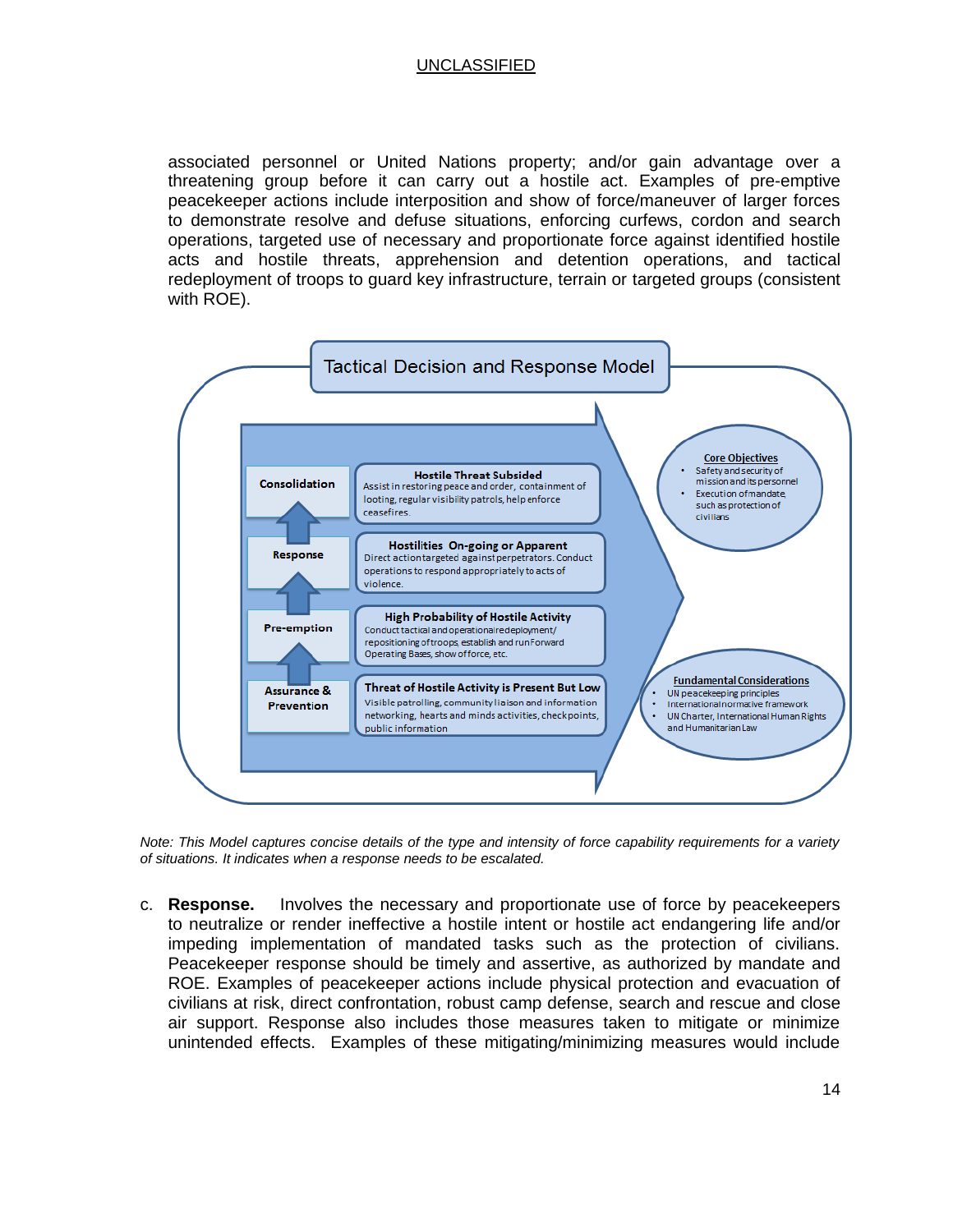associated personnel or United Nations property; and/or gain advantage over a threatening group before it can carry out a hostile act. Examples of pre-emptive peacekeeper actions include interposition and show of force/maneuver of larger forces to demonstrate resolve and defuse situations, enforcing curfews, cordon and search operations, targeted use of necessary and proportionate force against identified hostile acts and hostile threats, apprehension and detention operations, and tactical redeployment of troops to guard key infrastructure, terrain or targeted groups (consistent with ROE).

**Tactical Decision and Response Model**

| Phase | Situation |
|---|---|
| **Consolidation** | **Hostile Threat Subsided** – Assist in restoring peace and order, containment of looting, regular visibility patrols, help enforce ceasefires. |
| **Response** | **Hostilities On-going or Apparent** – Direct action targeted against perpetrators. Conduct operations to respond appropriately to acts of violence. |
| **Pre-emption** | **High Probability of Hostile Activity** – Conduct tactical and operational redeployment/ repositioning of troops, establish and run Forward Operating Bases, show of force, etc. |
| **Assurance & Prevention** | **Threat of Hostile Activity is Present But Low** – Visible patrolling, community liaison and information networking, hearts and minds activities, checkpoints, public information |

**Core Objectives**
- Safety and security of mission and its personnel
- Execution of mandate, such as protection of civilians

**Fundamental Considerations**
- UN peacekeeping principles
- International normative framework
- UN Charter, International Human Rights and Humanitarian Law

*Note: This Model captures concise details of the type and intensity of force capability requirements for a variety of situations. It indicates when a response needs to be escalated.*

c. **Response.** Involves the necessary and proportionate use of force by peacekeepers to neutralize or render ineffective a hostile intent or hostile act endangering life and/or impeding implementation of mandated tasks such as the protection of civilians. Peacekeeper response should be timely and assertive, as authorized by mandate and ROE. Examples of peacekeeper actions include physical protection and evacuation of civilians at risk, direct confrontation, robust camp defense, search and rescue and close air support. Response also includes those measures taken to mitigate or minimize unintended effects. Examples of these mitigating/minimizing measures would include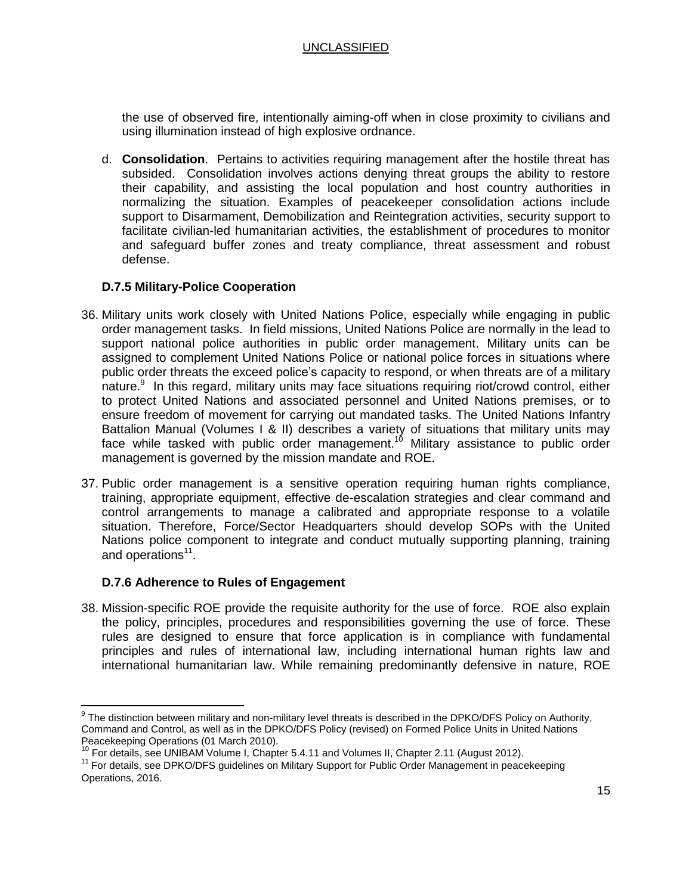the use of observed fire, intentionally aiming-off when in close proximity to civilians and using illumination instead of high explosive ordnance.

d. **Consolidation**. Pertains to activities requiring management after the hostile threat has subsided. Consolidation involves actions denying threat groups the ability to restore their capability, and assisting the local population and host country authorities in normalizing the situation. Examples of peacekeeper consolidation actions include support to Disarmament, Demobilization and Reintegration activities, security support to facilitate civilian-led humanitarian activities, the establishment of procedures to monitor and safeguard buffer zones and treaty compliance, threat assessment and robust defense.

### D.7.5 Military-Police Cooperation

36. Military units work closely with United Nations Police, especially while engaging in public order management tasks. In field missions, United Nations Police are normally in the lead to support national police authorities in public order management. Military units can be assigned to complement United Nations Police or national police forces in situations where public order threats the exceed police's capacity to respond, or when threats are of a military nature.[9] In this regard, military units may face situations requiring riot/crowd control, either to protect United Nations and associated personnel and United Nations premises, or to ensure freedom of movement for carrying out mandated tasks. The United Nations Infantry Battalion Manual (Volumes I & II) describes a variety of situations that military units may face while tasked with public order management.[10] Military assistance to public order management is governed by the mission mandate and ROE.

37. Public order management is a sensitive operation requiring human rights compliance, training, appropriate equipment, effective de-escalation strategies and clear command and control arrangements to manage a calibrated and appropriate response to a volatile situation. Therefore, Force/Sector Headquarters should develop SOPs with the United Nations police component to integrate and conduct mutually supporting planning, training and operations[11].

### D.7.6 Adherence to Rules of Engagement

38. Mission-specific ROE provide the requisite authority for the use of force. ROE also explain the policy, principles, procedures and responsibilities governing the use of force. These rules are designed to ensure that force application is in compliance with fundamental principles and rules of international law, including international human rights law and international humanitarian law. While remaining predominantly defensive in nature, ROE

---

[9] The distinction between military and non-military level threats is described in the DPKO/DFS Policy on Authority, Command and Control, as well as in the DPKO/DFS Policy (revised) on Formed Police Units in United Nations Peacekeeping Operations (01 March 2010).

[10] For details, see UNIBAM Volume I, Chapter 5.4.11 and Volumes II, Chapter 2.11 (August 2012).

[11] For details, see DPKO/DFS guidelines on Military Support for Public Order Management in peacekeeping Operations, 2016.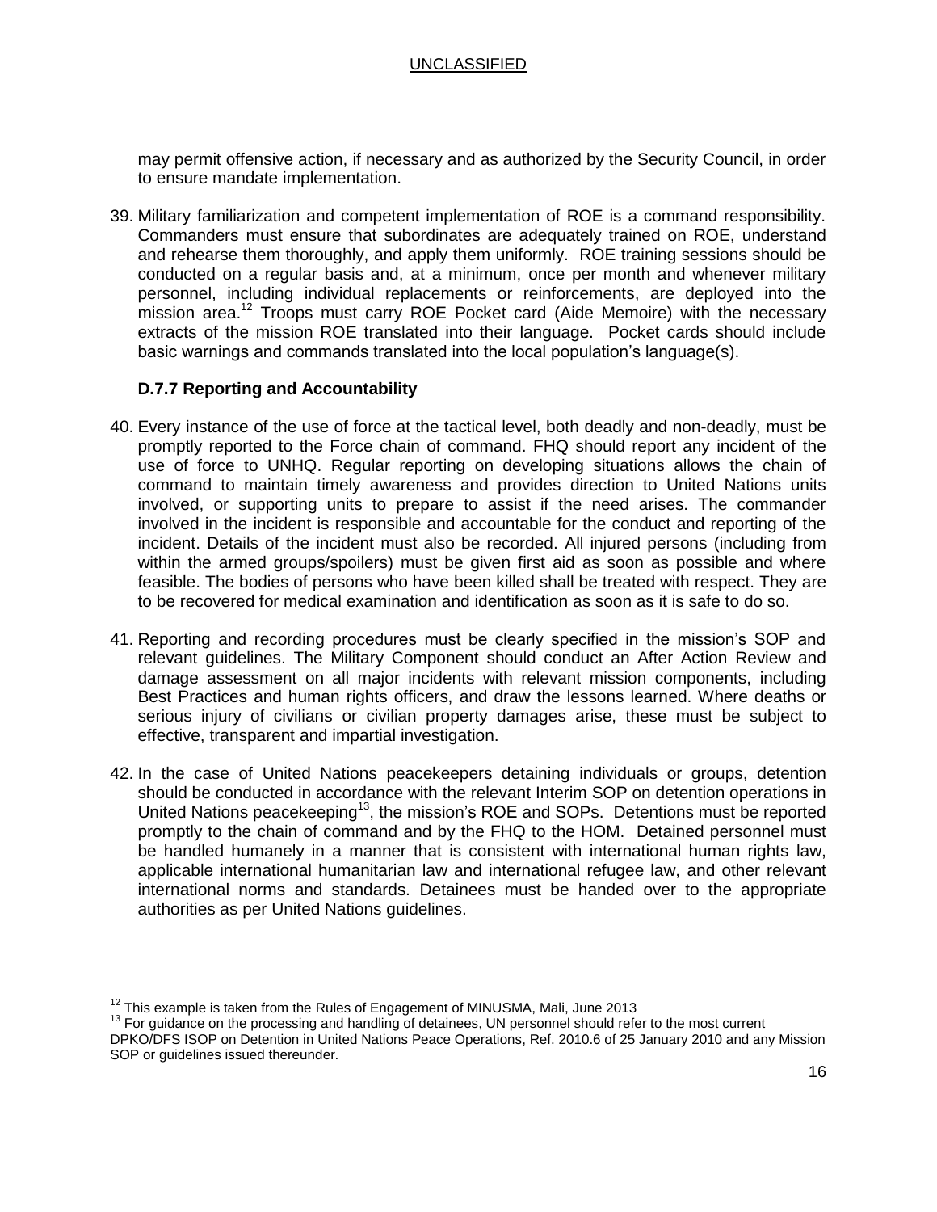may permit offensive action, if necessary and as authorized by the Security Council, in order to ensure mandate implementation.

39. Military familiarization and competent implementation of ROE is a command responsibility. Commanders must ensure that subordinates are adequately trained on ROE, understand and rehearse them thoroughly, and apply them uniformly. ROE training sessions should be conducted on a regular basis and, at a minimum, once per month and whenever military personnel, including individual replacements or reinforcements, are deployed into the mission area.[12] Troops must carry ROE Pocket card (Aide Memoire) with the necessary extracts of the mission ROE translated into their language. Pocket cards should include basic warnings and commands translated into the local population's language(s).

### D.7.7 Reporting and Accountability

40. Every instance of the use of force at the tactical level, both deadly and non-deadly, must be promptly reported to the Force chain of command. FHQ should report any incident of the use of force to UNHQ. Regular reporting on developing situations allows the chain of command to maintain timely awareness and provides direction to United Nations units involved, or supporting units to prepare to assist if the need arises. The commander involved in the incident is responsible and accountable for the conduct and reporting of the incident. Details of the incident must also be recorded. All injured persons (including from within the armed groups/spoilers) must be given first aid as soon as possible and where feasible. The bodies of persons who have been killed shall be treated with respect. They are to be recovered for medical examination and identification as soon as it is safe to do so.

41. Reporting and recording procedures must be clearly specified in the mission's SOP and relevant guidelines. The Military Component should conduct an After Action Review and damage assessment on all major incidents with relevant mission components, including Best Practices and human rights officers, and draw the lessons learned. Where deaths or serious injury of civilians or civilian property damages arise, these must be subject to effective, transparent and impartial investigation.

42. In the case of United Nations peacekeepers detaining individuals or groups, detention should be conducted in accordance with the relevant Interim SOP on detention operations in United Nations peacekeeping[13], the mission's ROE and SOPs. Detentions must be reported promptly to the chain of command and by the FHQ to the HOM. Detained personnel must be handled humanely in a manner that is consistent with international human rights law, applicable international humanitarian law and international refugee law, and other relevant international norms and standards. Detainees must be handed over to the appropriate authorities as per United Nations guidelines.

---

[12] This example is taken from the Rules of Engagement of MINUSMA, Mali, June 2013

[13] For guidance on the processing and handling of detainees, UN personnel should refer to the most current DPKO/DFS ISOP on Detention in United Nations Peace Operations, Ref. 2010.6 of 25 January 2010 and any Mission SOP or guidelines issued thereunder.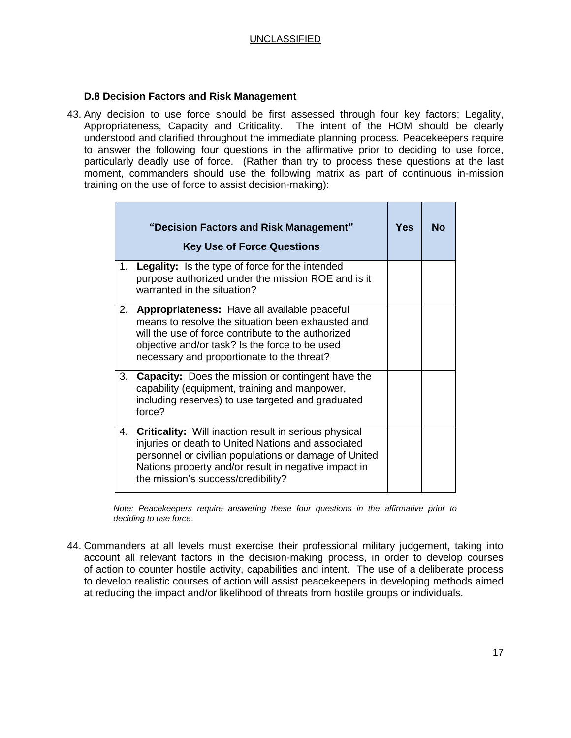### D.8 Decision Factors and Risk Management

43. Any decision to use force should be first assessed through four key factors; Legality, Appropriateness, Capacity and Criticality. The intent of the HOM should be clearly understood and clarified throughout the immediate planning process. Peacekeepers require to answer the following four questions in the affirmative prior to deciding to use force, particularly deadly use of force. (Rather than try to process these questions at the last moment, commanders should use the following matrix as part of continuous in-mission training on the use of force to assist decision-making):

| **"Decision Factors and Risk Management"**<br>**Key Use of Force Questions** | **Yes** | **No** |
|---|---|---|
| 1. **Legality:** Is the type of force for the intended purpose authorized under the mission ROE and is it warranted in the situation? | | |
| 2. **Appropriateness:** Have all available peaceful means to resolve the situation been exhausted and will the use of force contribute to the authorized objective and/or task? Is the force to be used necessary and proportionate to the threat? | | |
| 3. **Capacity:** Does the mission or contingent have the capability (equipment, training and manpower, including reserves) to use targeted and graduated force? | | |
| 4. **Criticality:** Will inaction result in serious physical injuries or death to United Nations and associated personnel or civilian populations or damage of United Nations property and/or result in negative impact in the mission's success/credibility? | | |

*Note: Peacekeepers require answering these four questions in the affirmative prior to deciding to use force*.

44. Commanders at all levels must exercise their professional military judgement, taking into account all relevant factors in the decision-making process, in order to develop courses of action to counter hostile activity, capabilities and intent. The use of a deliberate process to develop realistic courses of action will assist peacekeepers in developing methods aimed at reducing the impact and/or likelihood of threats from hostile groups or individuals.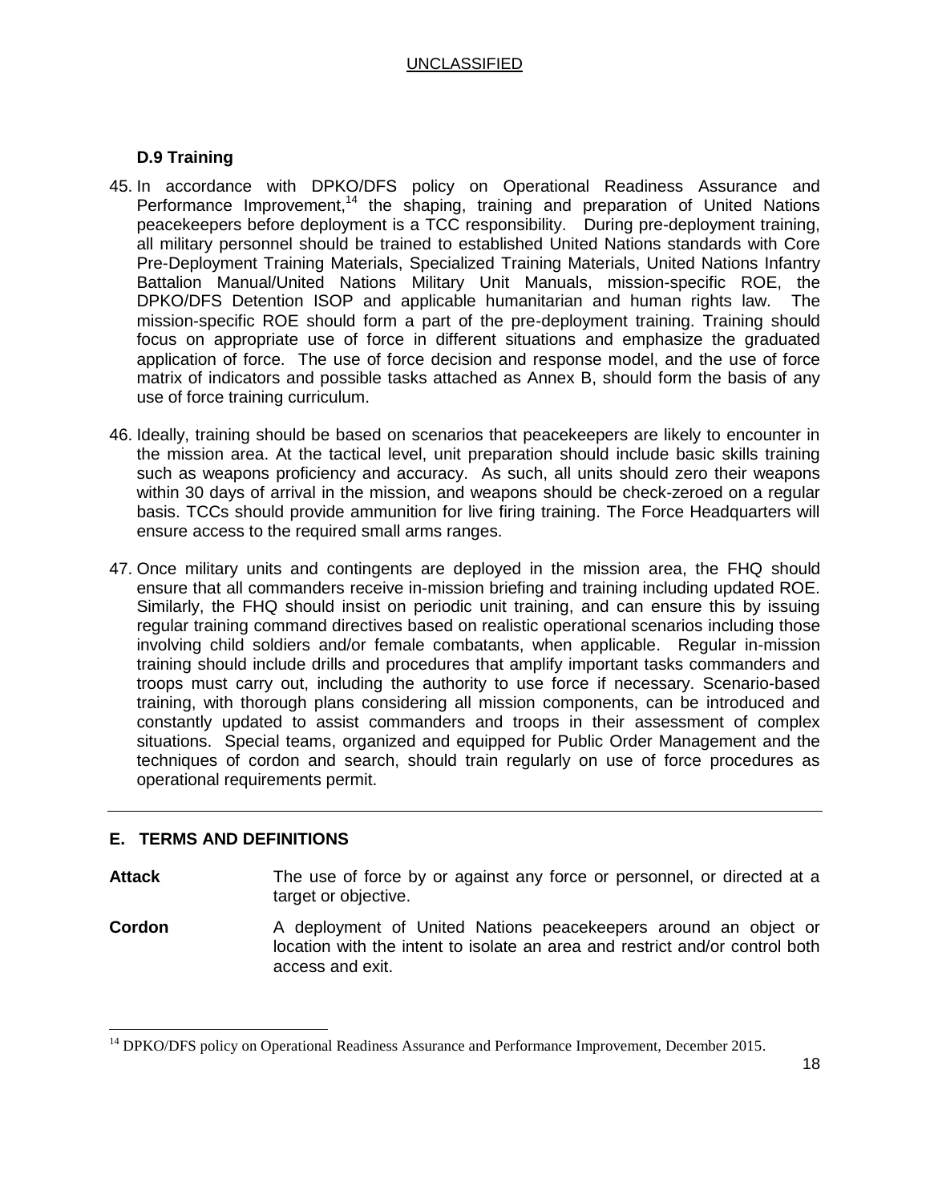### D.9 Training

45. In accordance with DPKO/DFS policy on Operational Readiness Assurance and Performance Improvement,[14] the shaping, training and preparation of United Nations peacekeepers before deployment is a TCC responsibility. During pre-deployment training, all military personnel should be trained to established United Nations standards with Core Pre-Deployment Training Materials, Specialized Training Materials, United Nations Infantry Battalion Manual/United Nations Military Unit Manuals, mission-specific ROE, the DPKO/DFS Detention ISOP and applicable humanitarian and human rights law. The mission-specific ROE should form a part of the pre-deployment training. Training should focus on appropriate use of force in different situations and emphasize the graduated application of force. The use of force decision and response model, and the use of force matrix of indicators and possible tasks attached as Annex B, should form the basis of any use of force training curriculum.

46. Ideally, training should be based on scenarios that peacekeepers are likely to encounter in the mission area. At the tactical level, unit preparation should include basic skills training such as weapons proficiency and accuracy. As such, all units should zero their weapons within 30 days of arrival in the mission, and weapons should be check-zeroed on a regular basis. TCCs should provide ammunition for live firing training. The Force Headquarters will ensure access to the required small arms ranges.

47. Once military units and contingents are deployed in the mission area, the FHQ should ensure that all commanders receive in-mission briefing and training including updated ROE. Similarly, the FHQ should insist on periodic unit training, and can ensure this by issuing regular training command directives based on realistic operational scenarios including those involving child soldiers and/or female combatants, when applicable. Regular in-mission training should include drills and procedures that amplify important tasks commanders and troops must carry out, including the authority to use force if necessary. Scenario-based training, with thorough plans considering all mission components, can be introduced and constantly updated to assist commanders and troops in their assessment of complex situations. Special teams, organized and equipped for Public Order Management and the techniques of cordon and search, should train regularly on use of force procedures as operational requirements permit.

---

## E. TERMS AND DEFINITIONS

**Attack** The use of force by or against any force or personnel, or directed at a target or objective.

**Cordon** A deployment of United Nations peacekeepers around an object or location with the intent to isolate an area and restrict and/or control both access and exit.

---

[14] DPKO/DFS policy on Operational Readiness Assurance and Performance Improvement, December 2015.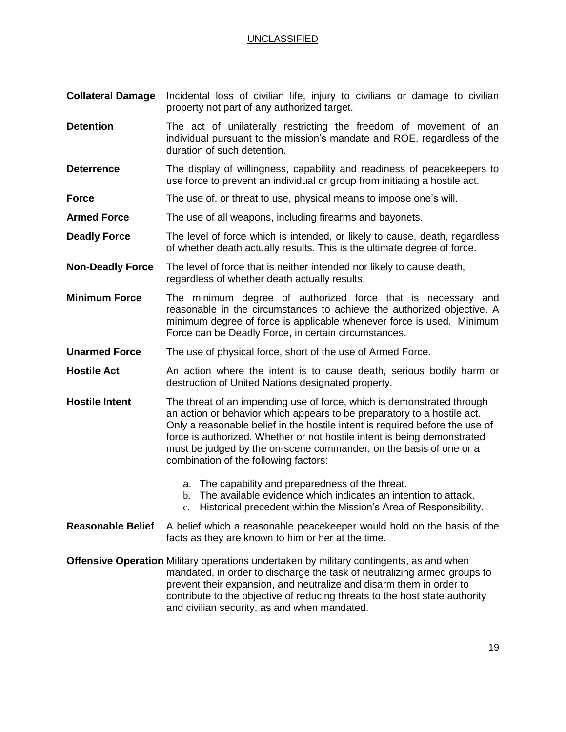**Collateral Damage** Incidental loss of civilian life, injury to civilians or damage to civilian property not part of any authorized target.

**Detention** The act of unilaterally restricting the freedom of movement of an individual pursuant to the mission's mandate and ROE, regardless of the duration of such detention.

**Deterrence** The display of willingness, capability and readiness of peacekeepers to use force to prevent an individual or group from initiating a hostile act.

**Force** The use of, or threat to use, physical means to impose one's will.

**Armed Force** The use of all weapons, including firearms and bayonets.

**Deadly Force** The level of force which is intended, or likely to cause, death, regardless of whether death actually results. This is the ultimate degree of force.

**Non-Deadly Force** The level of force that is neither intended nor likely to cause death, regardless of whether death actually results.

**Minimum Force** The minimum degree of authorized force that is necessary and reasonable in the circumstances to achieve the authorized objective. A minimum degree of force is applicable whenever force is used. Minimum Force can be Deadly Force, in certain circumstances.

**Unarmed Force** The use of physical force, short of the use of Armed Force.

**Hostile Act** An action where the intent is to cause death, serious bodily harm or destruction of United Nations designated property.

**Hostile Intent** The threat of an impending use of force, which is demonstrated through an action or behavior which appears to be preparatory to a hostile act. Only a reasonable belief in the hostile intent is required before the use of force is authorized. Whether or not hostile intent is being demonstrated must be judged by the on-scene commander, on the basis of one or a combination of the following factors:

a. The capability and preparedness of the threat.
b. The available evidence which indicates an intention to attack.
c. Historical precedent within the Mission's Area of Responsibility.

**Reasonable Belief** A belief which a reasonable peacekeeper would hold on the basis of the facts as they are known to him or her at the time.

**Offensive Operation** Military operations undertaken by military contingents, as and when mandated, in order to discharge the task of neutralizing armed groups to prevent their expansion, and neutralize and disarm them in order to contribute to the objective of reducing threats to the host state authority and civilian security, as and when mandated.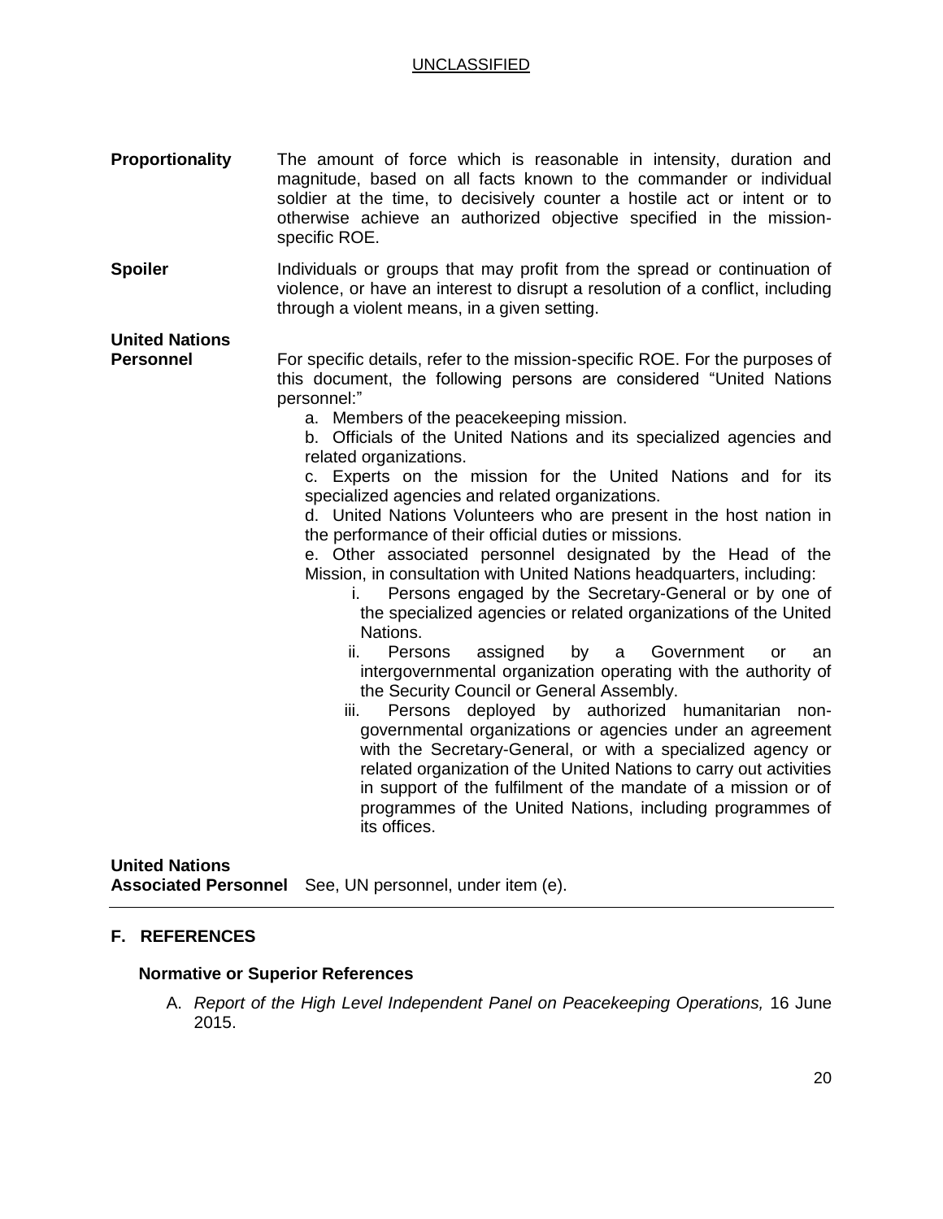**Proportionality** The amount of force which is reasonable in intensity, duration and magnitude, based on all facts known to the commander or individual soldier at the time, to decisively counter a hostile act or intent or to otherwise achieve an authorized objective specified in the mission-specific ROE.

**Spoiler** Individuals or groups that may profit from the spread or continuation of violence, or have an interest to disrupt a resolution of a conflict, including through a violent means, in a given setting.

**United Nations Personnel** For specific details, refer to the mission-specific ROE. For the purposes of this document, the following persons are considered "United Nations personnel:"

a. Members of the peacekeeping mission.

b. Officials of the United Nations and its specialized agencies and related organizations.

c. Experts on the mission for the United Nations and for its specialized agencies and related organizations.

d. United Nations Volunteers who are present in the host nation in the performance of their official duties or missions.

e. Other associated personnel designated by the Head of the Mission, in consultation with United Nations headquarters, including:

i. Persons engaged by the Secretary-General or by one of the specialized agencies or related organizations of the United Nations.

ii. Persons assigned by a Government or an intergovernmental organization operating with the authority of the Security Council or General Assembly.

iii. Persons deployed by authorized humanitarian non-governmental organizations or agencies under an agreement with the Secretary-General, or with a specialized agency or related organization of the United Nations to carry out activities in support of the fulfilment of the mandate of a mission or of programmes of the United Nations, including programmes of its offices.

**United Nations Associated Personnel** See, UN personnel, under item (e).

---

## F. REFERENCES

### Normative or Superior References

A. *Report of the High Level Independent Panel on Peacekeeping Operations,* 16 June 2015.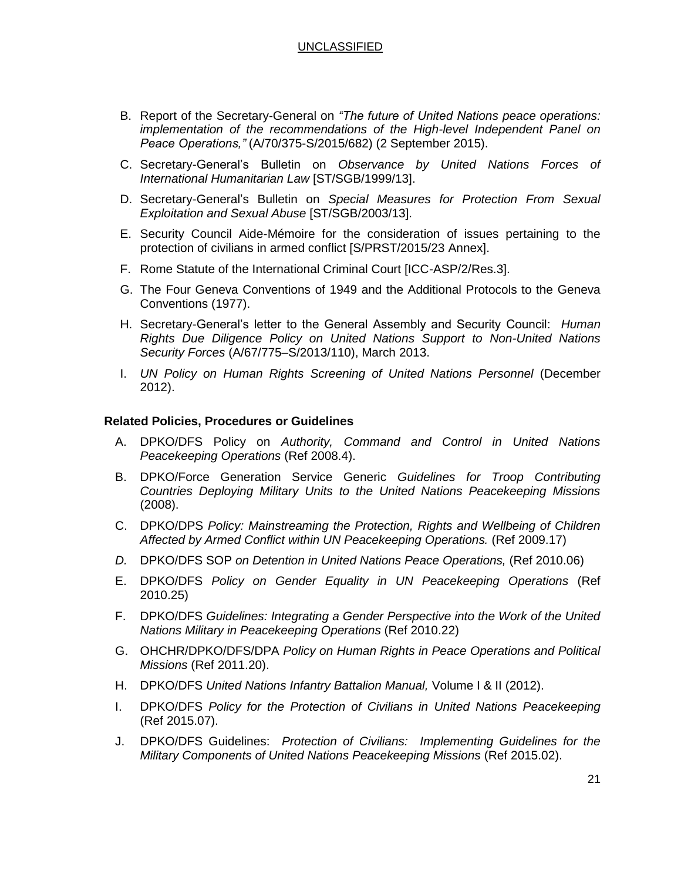B. Report of the Secretary-General on *"The future of United Nations peace operations: implementation of the recommendations of the High-level Independent Panel on Peace Operations,"* (A/70/375-S/2015/682) (2 September 2015).

C. Secretary-General's Bulletin on *Observance by United Nations Forces of International Humanitarian Law* [ST/SGB/1999/13].

D. Secretary-General's Bulletin on *Special Measures for Protection From Sexual Exploitation and Sexual Abuse* [ST/SGB/2003/13].

E. Security Council Aide-Mémoire for the consideration of issues pertaining to the protection of civilians in armed conflict [S/PRST/2015/23 Annex].

F. Rome Statute of the International Criminal Court [ICC-ASP/2/Res.3].

G. The Four Geneva Conventions of 1949 and the Additional Protocols to the Geneva Conventions (1977).

H. Secretary-General's letter to the General Assembly and Security Council: *Human Rights Due Diligence Policy on United Nations Support to Non-United Nations Security Forces* (A/67/775–S/2013/110), March 2013.

I. *UN Policy on Human Rights Screening of United Nations Personnel* (December 2012).

**Related Policies, Procedures or Guidelines**

A. DPKO/DFS Policy on *Authority, Command and Control in United Nations Peacekeeping Operations* (Ref 2008.4).

B. DPKO/Force Generation Service Generic *Guidelines for Troop Contributing Countries Deploying Military Units to the United Nations Peacekeeping Missions* (2008).

C. DPKO/DPS *Policy: Mainstreaming the Protection, Rights and Wellbeing of Children Affected by Armed Conflict within UN Peacekeeping Operations.* (Ref 2009.17)

*D.* DPKO/DFS SOP *on Detention in United Nations Peace Operations,* (Ref 2010.06)

E. DPKO/DFS *Policy on Gender Equality in UN Peacekeeping Operations* (Ref 2010.25)

F. DPKO/DFS *Guidelines: Integrating a Gender Perspective into the Work of the United Nations Military in Peacekeeping Operations* (Ref 2010.22)

G. OHCHR/DPKO/DFS/DPA *Policy on Human Rights in Peace Operations and Political Missions* (Ref 2011.20).

H. DPKO/DFS *United Nations Infantry Battalion Manual,* Volume I & II (2012).

I. DPKO/DFS *Policy for the Protection of Civilians in United Nations Peacekeeping* (Ref 2015.07).

J. DPKO/DFS Guidelines: *Protection of Civilians: Implementing Guidelines for the Military Components of United Nations Peacekeeping Missions* (Ref 2015.02).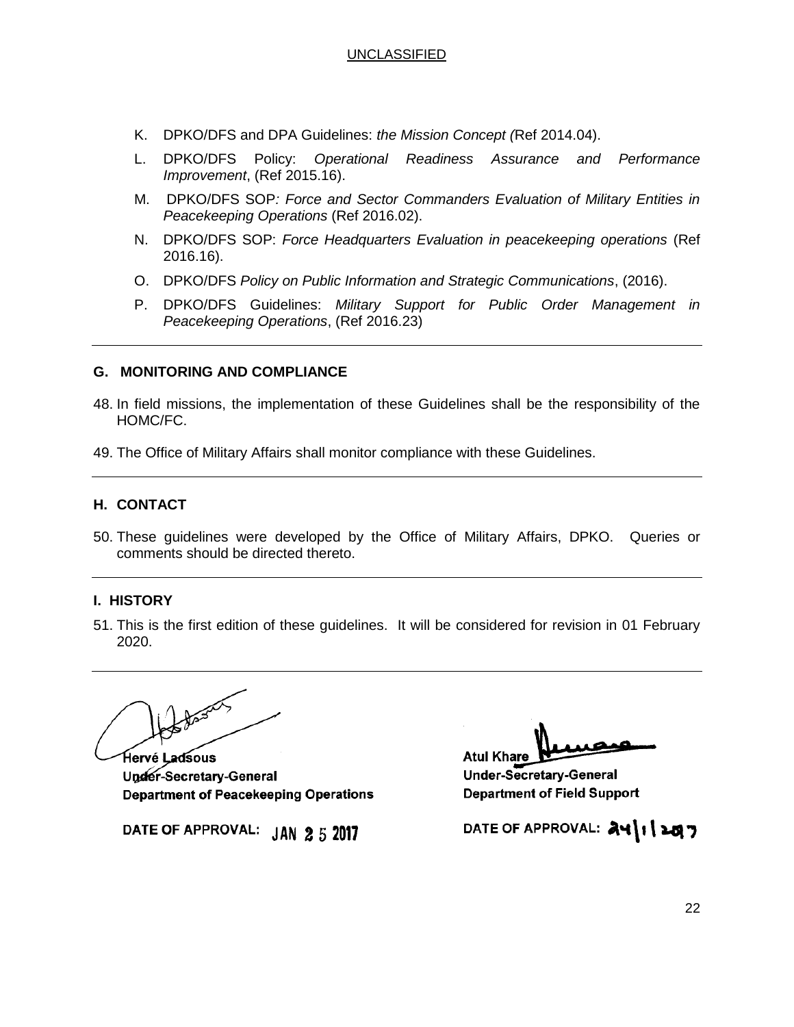K. DPKO/DFS and DPA Guidelines: *the Mission Concept (*Ref 2014.04).

L. DPKO/DFS Policy: *Operational Readiness Assurance and Performance Improvement*, (Ref 2015.16).

M. DPKO/DFS SOP*: Force and Sector Commanders Evaluation of Military Entities in Peacekeeping Operations* (Ref 2016.02).

N. DPKO/DFS SOP: *Force Headquarters Evaluation in peacekeeping operations* (Ref 2016.16).

O. DPKO/DFS *Policy on Public Information and Strategic Communications*, (2016).

P. DPKO/DFS Guidelines: *Military Support for Public Order Management in Peacekeeping Operations*, (Ref 2016.23)

---

## G. MONITORING AND COMPLIANCE

48. In field missions, the implementation of these Guidelines shall be the responsibility of the HOMC/FC.

49. The Office of Military Affairs shall monitor compliance with these Guidelines.

---

## H. CONTACT

50. These guidelines were developed by the Office of Military Affairs, DPKO. Queries or comments should be directed thereto.

---

## I. HISTORY

51. This is the first edition of these guidelines. It will be considered for revision in 01 February 2020.

---

**Hervé Ladsous**
**Under-Secretary-General**
**Department of Peacekeeping Operations**

**DATE OF APPROVAL:** JAN 25 2017

**Atul Khare**
**Under-Secretary-General**
**Department of Field Support**

**DATE OF APPROVAL:** 24/1/2017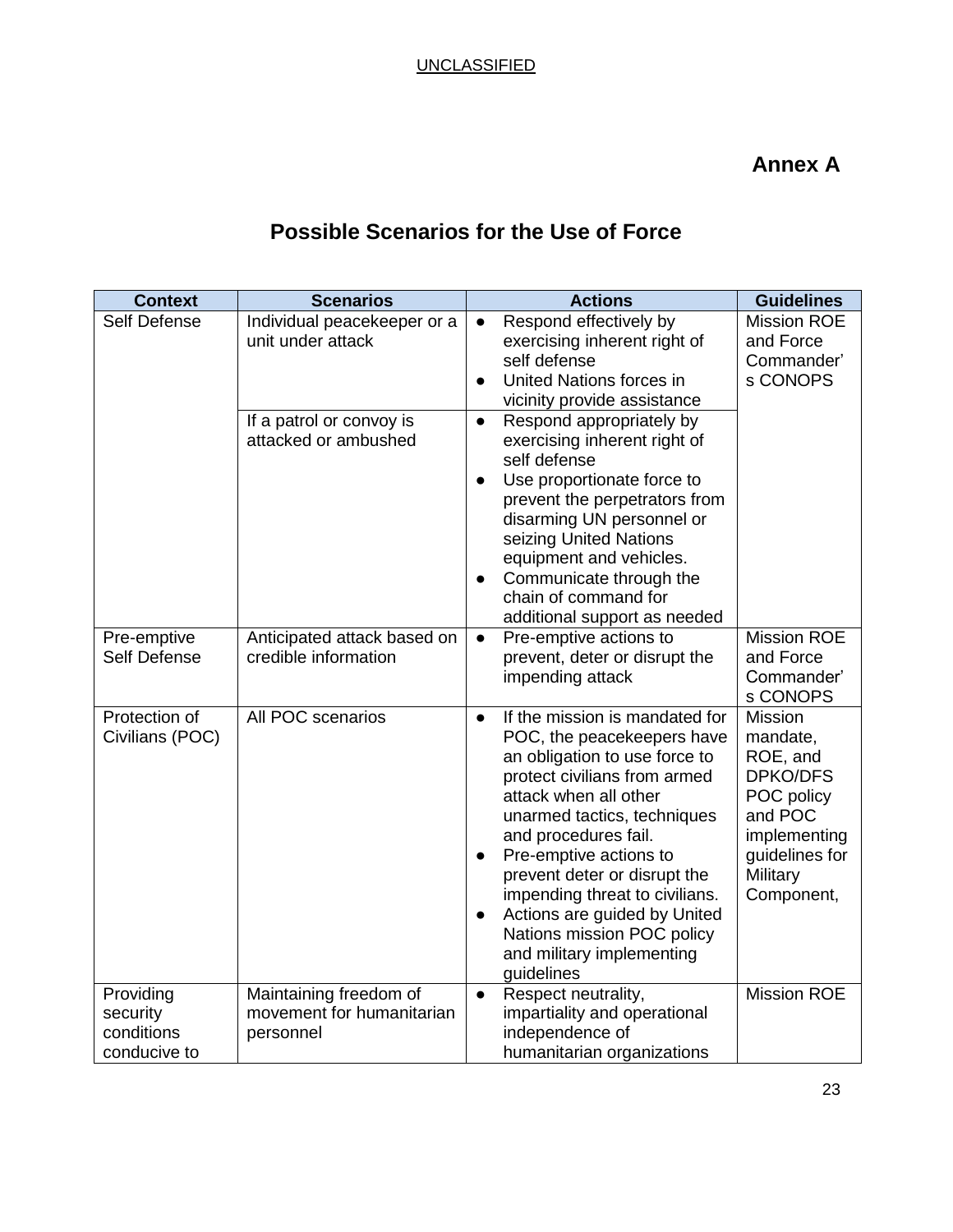# Annex A

## Possible Scenarios for the Use of Force

| Context | Scenarios | Actions | Guidelines |
|---|---|---|---|
| Self Defense | Individual peacekeeper or a unit under attack | ● Respond effectively by exercising inherent right of self defense<br>● United Nations forces in vicinity provide assistance | Mission ROE and Force Commander's CONOPS |
| | If a patrol or convoy is attacked or ambushed | ● Respond appropriately by exercising inherent right of self defense<br>● Use proportionate force to prevent the perpetrators from disarming UN personnel or seizing United Nations equipment and vehicles.<br>● Communicate through the chain of command for additional support as needed | |
| Pre-emptive Self Defense | Anticipated attack based on credible information | ● Pre-emptive actions to prevent, deter or disrupt the impending attack | Mission ROE and Force Commander's CONOPS |
| Protection of Civilians (POC) | All POC scenarios | ● If the mission is mandated for POC, the peacekeepers have an obligation to use force to protect civilians from armed attack when all other unarmed tactics, techniques and procedures fail.<br>● Pre-emptive actions to prevent deter or disrupt the impending threat to civilians.<br>● Actions are guided by United Nations mission POC policy and military implementing guidelines | Mission mandate, ROE, and DPKO/DFS POC policy and POC implementing guidelines for Military Component, |
| Providing security conditions conducive to | Maintaining freedom of movement for humanitarian personnel | ● Respect neutrality, impartiality and operational independence of humanitarian organizations | Mission ROE |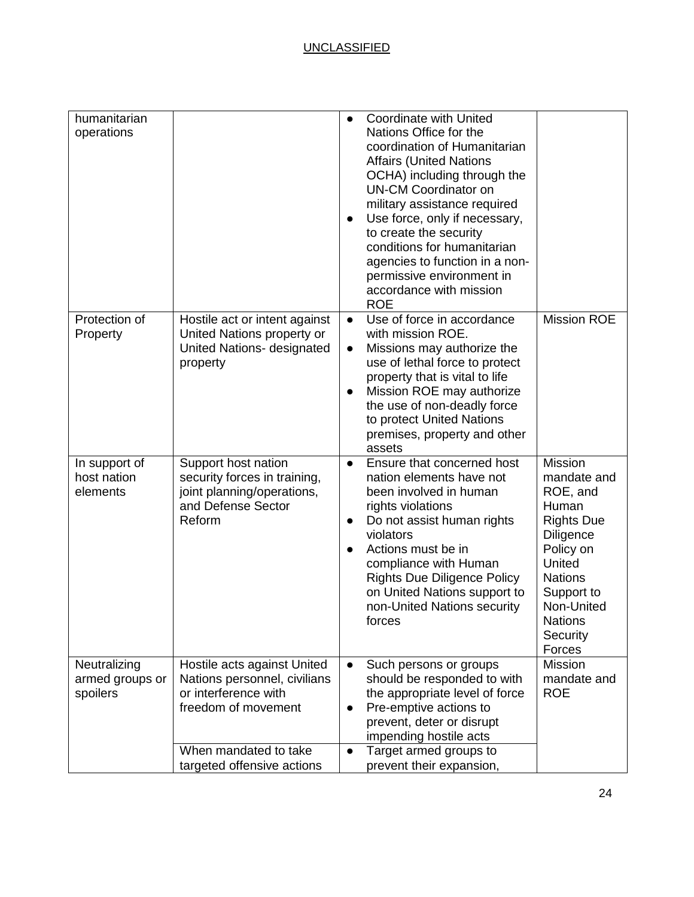UNCLASSIFIED

| | | | |
|---|---|---|---|
| humanitarian operations | | • Coordinate with United Nations Office for the coordination of Humanitarian Affairs (United Nations OCHA) including through the UN-CM Coordinator on military assistance required<br>• Use force, only if necessary, to create the security conditions for humanitarian agencies to function in a non-permissive environment in accordance with mission ROE | |
| Protection of Property | Hostile act or intent against United Nations property or United Nations- designated property | • Use of force in accordance with mission ROE.<br>• Missions may authorize the use of lethal force to protect property that is vital to life<br>• Mission ROE may authorize the use of non-deadly force to protect United Nations premises, property and other assets | Mission ROE |
| In support of host nation elements | Support host nation security forces in training, joint planning/operations, and Defense Sector Reform | • Ensure that concerned host nation elements have not been involved in human rights violations<br>• Do not assist human rights violators<br>• Actions must be in compliance with Human Rights Due Diligence Policy on United Nations support to non-United Nations security forces | Mission mandate and ROE, and Human Rights Due Diligence Policy on United Nations Support to Non-United Nations Security Forces |
| Neutralizing armed groups or spoilers | Hostile acts against United Nations personnel, civilians or interference with freedom of movement | • Such persons or groups should be responded to with the appropriate level of force<br>• Pre-emptive actions to prevent, deter or disrupt impending hostile acts | Mission mandate and ROE |
| | When mandated to take targeted offensive actions | • Target armed groups to prevent their expansion, | |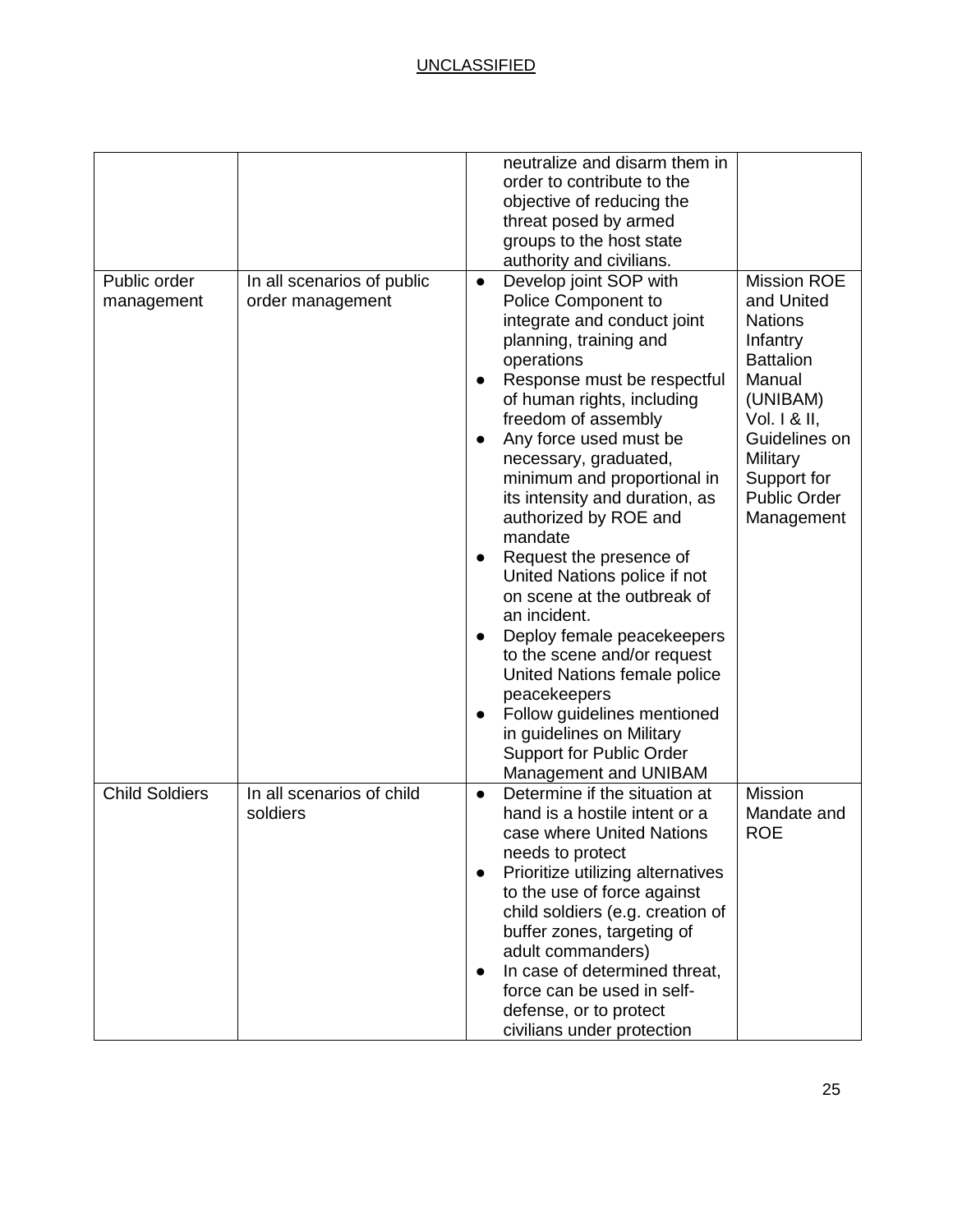| | | | |
|---|---|---|---|
| | | neutralize and disarm them in order to contribute to the objective of reducing the threat posed by armed groups to the host state authority and civilians. | |
| Public order management | In all scenarios of public order management | ● Develop joint SOP with Police Component to integrate and conduct joint planning, training and operations<br>● Response must be respectful of human rights, including freedom of assembly<br>● Any force used must be necessary, graduated, minimum and proportional in its intensity and duration, as authorized by ROE and mandate<br>● Request the presence of United Nations police if not on scene at the outbreak of an incident.<br>● Deploy female peacekeepers to the scene and/or request United Nations female police peacekeepers<br>● Follow guidelines mentioned in guidelines on Military Support for Public Order Management and UNIBAM | Mission ROE and United Nations Infantry Battalion Manual (UNIBAM) Vol. I & II, Guidelines on Military Support for Public Order Management |
| Child Soldiers | In all scenarios of child soldiers | ● Determine if the situation at hand is a hostile intent or a case where United Nations needs to protect<br>● Prioritize utilizing alternatives to the use of force against child soldiers (e.g. creation of buffer zones, targeting of adult commanders)<br>● In case of determined threat, force can be used in self-defense, or to protect civilians under protection | Mission Mandate and ROE |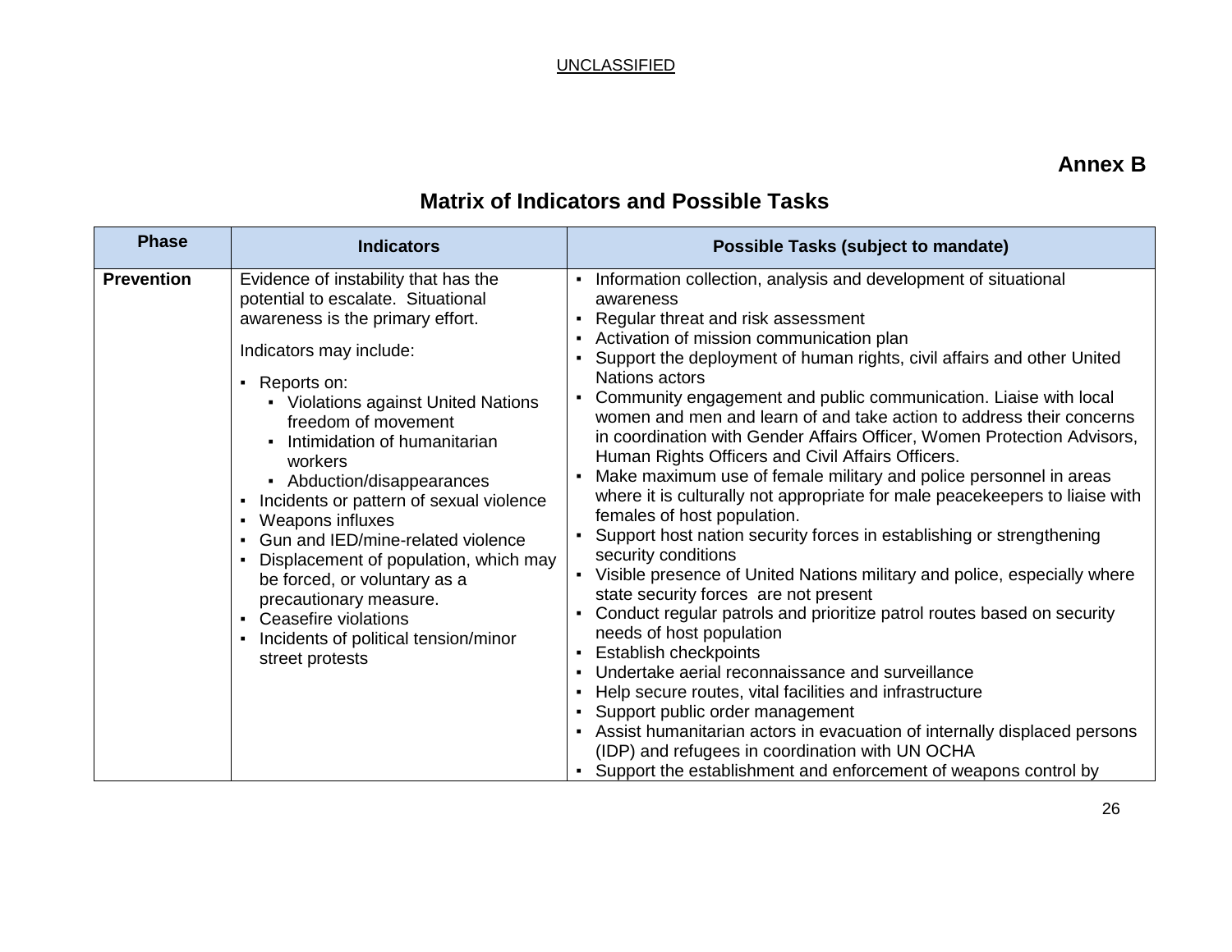**Annex B**

## Matrix of Indicators and Possible Tasks

| Phase | Indicators | Possible Tasks (subject to mandate) |
|---|---|---|
| **Prevention** | Evidence of instability that has the potential to escalate. Situational awareness is the primary effort.<br><br>Indicators may include:<br><br>▪ Reports on:<br>&nbsp;&nbsp;▪ Violations against United Nations freedom of movement<br>&nbsp;&nbsp;▪ Intimidation of humanitarian workers<br>&nbsp;&nbsp;▪ Abduction/disappearances<br>▪ Incidents or pattern of sexual violence<br>▪ Weapons influxes<br>▪ Gun and IED/mine-related violence<br>▪ Displacement of population, which may be forced, or voluntary as a precautionary measure.<br>▪ Ceasefire violations<br>▪ Incidents of political tension/minor street protests | ▪ Information collection, analysis and development of situational awareness<br>▪ Regular threat and risk assessment<br>▪ Activation of mission communication plan<br>▪ Support the deployment of human rights, civil affairs and other United Nations actors<br>▪ Community engagement and public communication. Liaise with local women and men and learn of and take action to address their concerns in coordination with Gender Affairs Officer, Women Protection Advisors, Human Rights Officers and Civil Affairs Officers.<br>▪ Make maximum use of female military and police personnel in areas where it is culturally not appropriate for male peacekeepers to liaise with females of host population.<br>▪ Support host nation security forces in establishing or strengthening security conditions<br>▪ Visible presence of United Nations military and police, especially where state security forces are not present<br>▪ Conduct regular patrols and prioritize patrol routes based on security needs of host population<br>▪ Establish checkpoints<br>▪ Undertake aerial reconnaissance and surveillance<br>▪ Help secure routes, vital facilities and infrastructure<br>▪ Support public order management<br>▪ Assist humanitarian actors in evacuation of internally displaced persons (IDP) and refugees in coordination with UN OCHA<br>▪ Support the establishment and enforcement of weapons control by |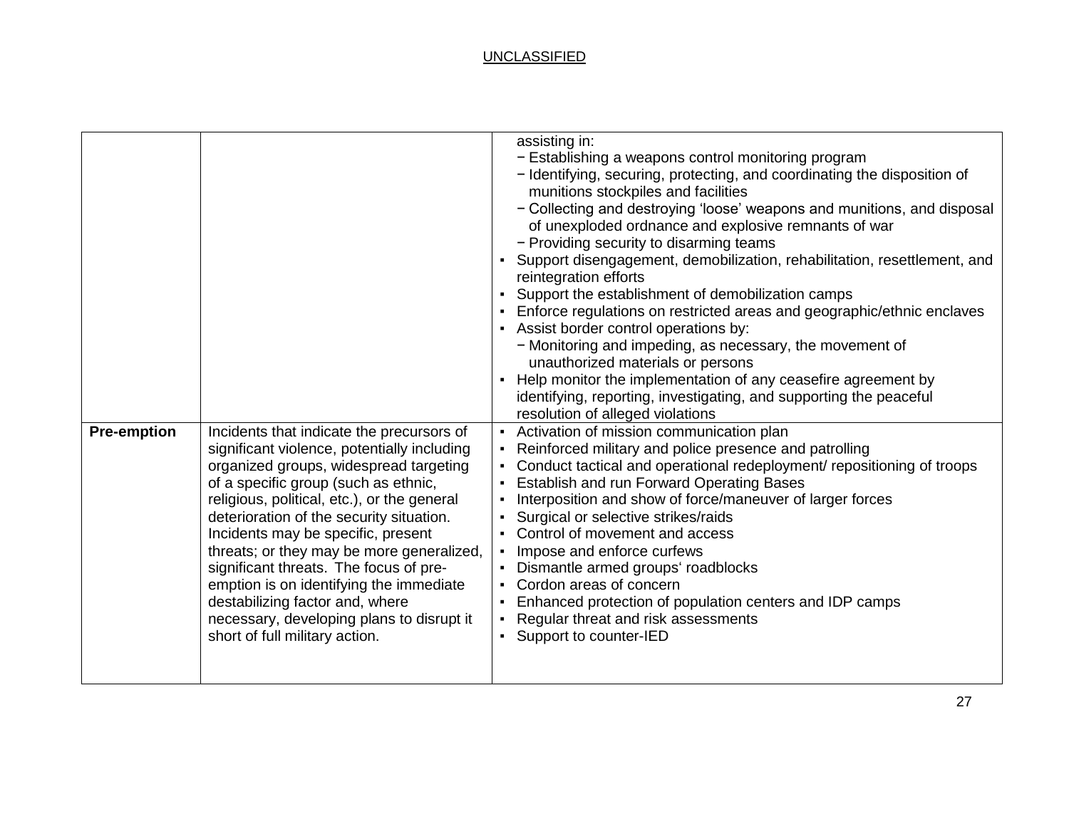| | | |
|---|---|---|
| | | assisting in:<br>− Establishing a weapons control monitoring program<br>− Identifying, securing, protecting, and coordinating the disposition of munitions stockpiles and facilities<br>− Collecting and destroying 'loose' weapons and munitions, and disposal of unexploded ordnance and explosive remnants of war<br>− Providing security to disarming teams<br>▪ Support disengagement, demobilization, rehabilitation, resettlement, and reintegration efforts<br>▪ Support the establishment of demobilization camps<br>▪ Enforce regulations on restricted areas and geographic/ethnic enclaves<br>▪ Assist border control operations by:<br>− Monitoring and impeding, as necessary, the movement of unauthorized materials or persons<br>▪ Help monitor the implementation of any ceasefire agreement by identifying, reporting, investigating, and supporting the peaceful resolution of alleged violations |
| **Pre-emption** | Incidents that indicate the precursors of significant violence, potentially including organized groups, widespread targeting of a specific group (such as ethnic, religious, political, etc.), or the general deterioration of the security situation. Incidents may be specific, present threats; or they may be more generalized, significant threats. The focus of pre-emption is on identifying the immediate destabilizing factor and, where necessary, developing plans to disrupt it short of full military action. | ▪ Activation of mission communication plan<br>▪ Reinforced military and police presence and patrolling<br>▪ Conduct tactical and operational redeployment/ repositioning of troops<br>▪ Establish and run Forward Operating Bases<br>▪ Interposition and show of force/maneuver of larger forces<br>▪ Surgical or selective strikes/raids<br>▪ Control of movement and access<br>▪ Impose and enforce curfews<br>▪ Dismantle armed groups' roadblocks<br>▪ Cordon areas of concern<br>▪ Enhanced protection of population centers and IDP camps<br>▪ Regular threat and risk assessments<br>▪ Support to counter-IED |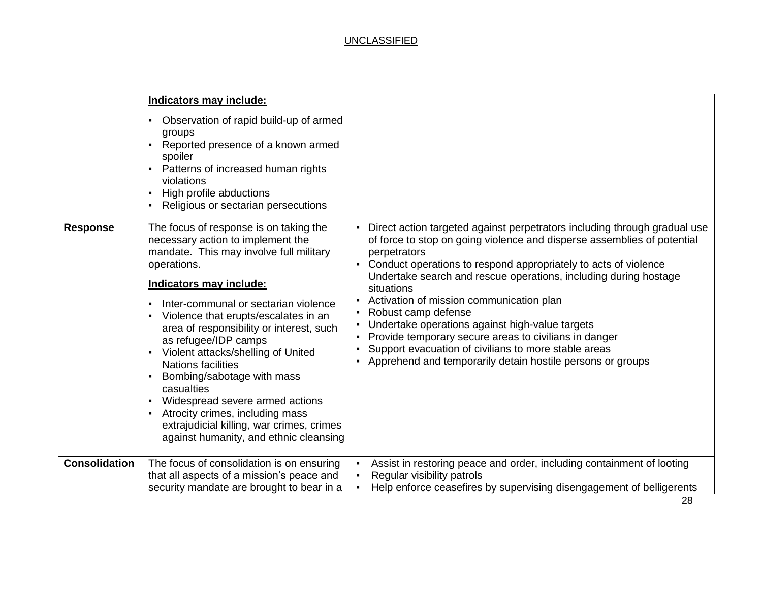UNCLASSIFIED

| | | |
|---|---|---|
| | **Indicators may include:**<br>▪ Observation of rapid build-up of armed groups<br>▪ Reported presence of a known armed spoiler<br>▪ Patterns of increased human rights violations<br>▪ High profile abductions<br>▪ Religious or sectarian persecutions | |
| **Response** | The focus of response is on taking the necessary action to implement the mandate. This may involve full military operations.<br>**Indicators may include:**<br>▪ Inter-communal or sectarian violence<br>▪ Violence that erupts/escalates in an area of responsibility or interest, such as refugee/IDP camps<br>▪ Violent attacks/shelling of United Nations facilities<br>▪ Bombing/sabotage with mass casualties<br>▪ Widespread severe armed actions<br>▪ Atrocity crimes, including mass extrajudicial killing, war crimes, crimes against humanity, and ethnic cleansing | ▪ Direct action targeted against perpetrators including through gradual use of force to stop on going violence and disperse assemblies of potential perpetrators<br>▪ Conduct operations to respond appropriately to acts of violence Undertake search and rescue operations, including during hostage situations<br>▪ Activation of mission communication plan<br>▪ Robust camp defense<br>▪ Undertake operations against high-value targets<br>▪ Provide temporary secure areas to civilians in danger<br>▪ Support evacuation of civilians to more stable areas<br>▪ Apprehend and temporarily detain hostile persons or groups |
| **Consolidation** | The focus of consolidation is on ensuring that all aspects of a mission's peace and security mandate are brought to bear in a | ▪ Assist in restoring peace and order, including containment of looting<br>▪ Regular visibility patrols<br>▪ Help enforce ceasefires by supervising disengagement of belligerents |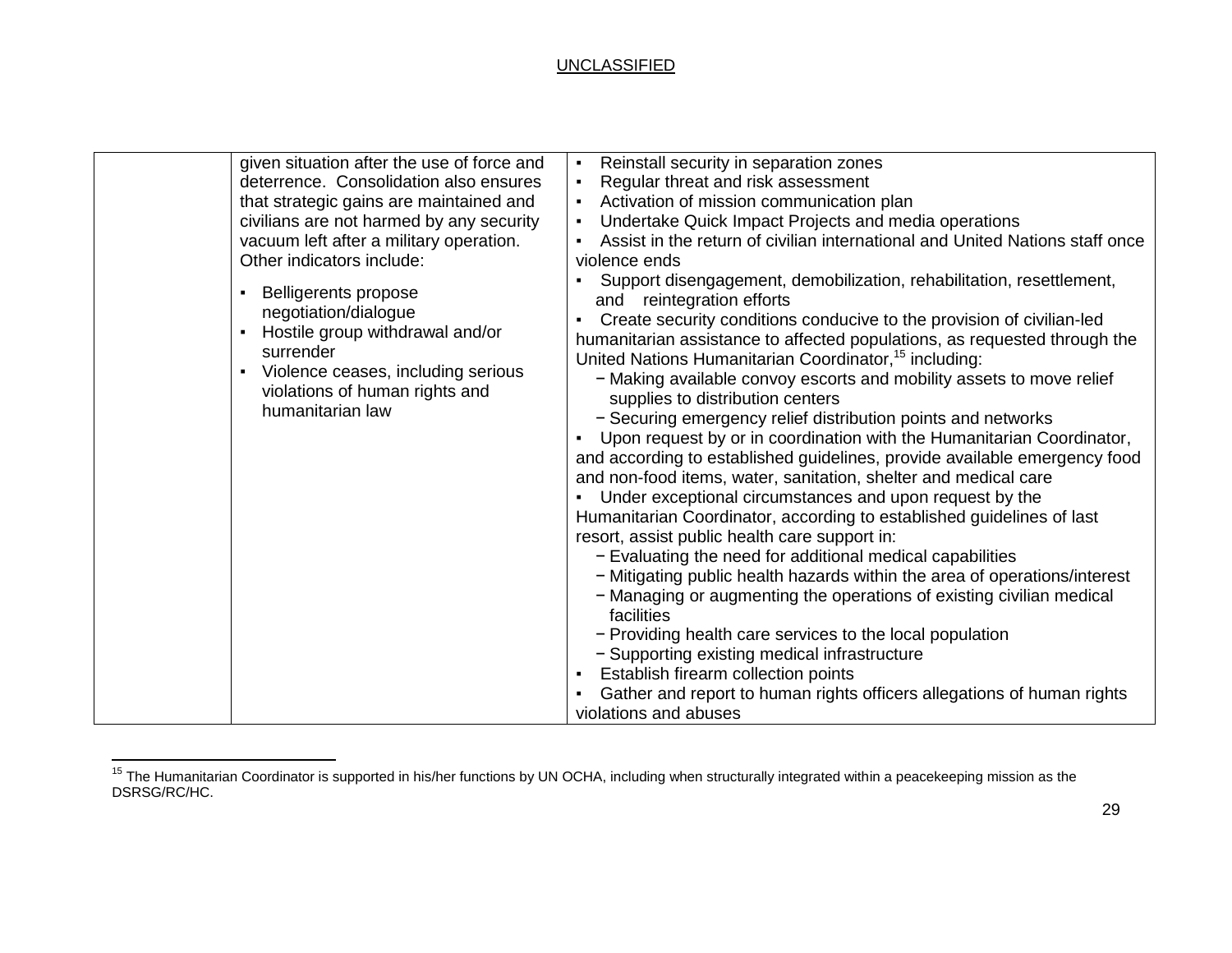UNCLASSIFIED

| | | |
|---|---|---|
| | given situation after the use of force and deterrence. Consolidation also ensures that strategic gains are maintained and civilians are not harmed by any security vacuum left after a military operation. Other indicators include:<br><br>▪ Belligerents propose negotiation/dialogue<br>▪ Hostile group withdrawal and/or surrender<br>▪ Violence ceases, including serious violations of human rights and humanitarian law | ▪ Reinstall security in separation zones<br>▪ Regular threat and risk assessment<br>▪ Activation of mission communication plan<br>▪ Undertake Quick Impact Projects and media operations<br>▪ Assist in the return of civilian international and United Nations staff once violence ends<br>▪ Support disengagement, demobilization, rehabilitation, resettlement, and reintegration efforts<br>▪ Create security conditions conducive to the provision of civilian-led humanitarian assistance to affected populations, as requested through the United Nations Humanitarian Coordinator,[15] including:<br>− Making available convoy escorts and mobility assets to move relief supplies to distribution centers<br>− Securing emergency relief distribution points and networks<br>▪ Upon request by or in coordination with the Humanitarian Coordinator, and according to established guidelines, provide available emergency food and non-food items, water, sanitation, shelter and medical care<br>▪ Under exceptional circumstances and upon request by the Humanitarian Coordinator, according to established guidelines of last resort, assist public health care support in:<br>− Evaluating the need for additional medical capabilities<br>− Mitigating public health hazards within the area of operations/interest<br>− Managing or augmenting the operations of existing civilian medical facilities<br>− Providing health care services to the local population<br>− Supporting existing medical infrastructure<br>▪ Establish firearm collection points<br>▪ Gather and report to human rights officers allegations of human rights violations and abuses |

[15] The Humanitarian Coordinator is supported in his/her functions by UN OCHA, including when structurally integrated within a peacekeeping mission as the DSRSG/RC/HC.